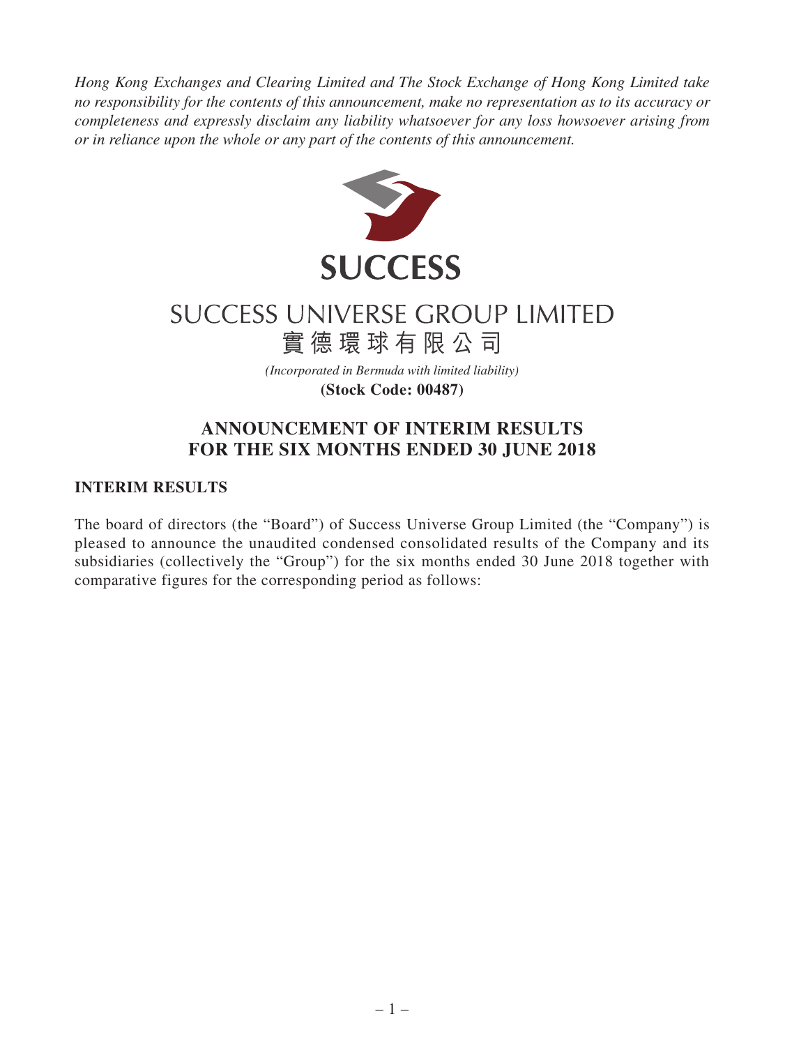*Hong Kong Exchanges and Clearing Limited and The Stock Exchange of Hong Kong Limited take no responsibility for the contents of this announcement, make no representation as to its accuracy or completeness and expressly disclaim any liability whatsoever for any loss howsoever arising from or in reliance upon the whole or any part of the contents of this announcement.*

SUCCESS

# SUCCESS UNIVERSE GROUP LIMITED
# 實德環球有限公司

*(Incorporated in Bermuda with limited liability)*

**(Stock Code: 00487)**

## ANNOUNCEMENT OF INTERIM RESULTS FOR THE SIX MONTHS ENDED 30 JUNE 2018

### INTERIM RESULTS

The board of directors (the "Board") of Success Universe Group Limited (the "Company") is pleased to announce the unaudited condensed consolidated results of the Company and its subsidiaries (collectively the "Group") for the six months ended 30 June 2018 together with comparative figures for the corresponding period as follows: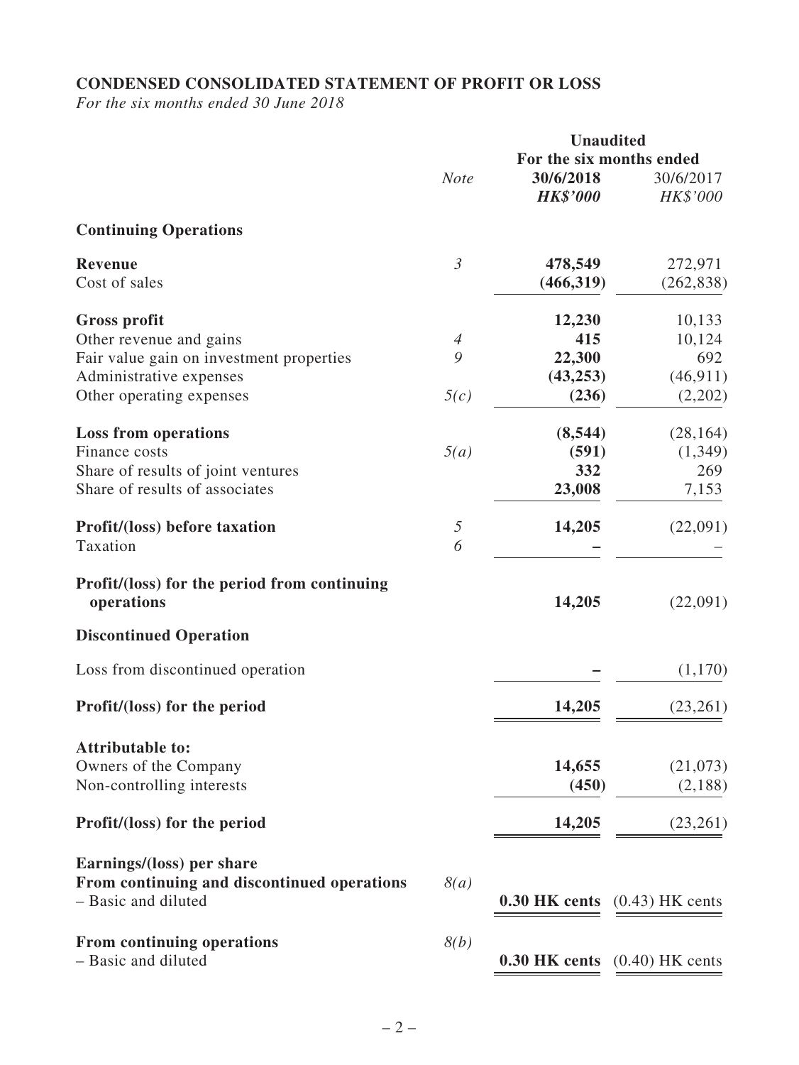## CONDENSED CONSOLIDATED STATEMENT OF PROFIT OR LOSS

*For the six months ended 30 June 2018*

| | *Note* | **Unaudited** For the six months ended **30/6/2018** ***HK$'000*** | 30/6/2017 *HK$'000* |
|---|---|---|---|
| **Continuing Operations** | | | |
| **Revenue** | *3* | **478,549** | 272,971 |
| Cost of sales | | **(466,319)** | (262,838) |
| **Gross profit** | | **12,230** | 10,133 |
| Other revenue and gains | *4* | **415** | 10,124 |
| Fair value gain on investment properties | *9* | **22,300** | 692 |
| Administrative expenses | | **(43,253)** | (46,911) |
| Other operating expenses | *5(c)* | **(236)** | (2,202) |
| **Loss from operations** | | **(8,544)** | (28,164) |
| Finance costs | *5(a)* | **(591)** | (1,349) |
| Share of results of joint ventures | | **332** | 269 |
| Share of results of associates | | **23,008** | 7,153 |
| **Profit/(loss) before taxation** | *5* | **14,205** | (22,091) |
| Taxation | *6* | **–** | – |
| **Profit/(loss) for the period from continuing operations** | | **14,205** | (22,091) |
| **Discontinued Operation** | | | |
| Loss from discontinued operation | | **–** | (1,170) |
| **Profit/(loss) for the period** | | **14,205** | (23,261) |
| **Attributable to:** | | | |
| Owners of the Company | | **14,655** | (21,073) |
| Non-controlling interests | | **(450)** | (2,188) |
| **Profit/(loss) for the period** | | **14,205** | (23,261) |
| **Earnings/(loss) per share** | | | |
| **From continuing and discontinued operations** | *8(a)* | | |
| – Basic and diluted | | **0.30 HK cents** | (0.43) HK cents |
| **From continuing operations** | *8(b)* | | |
| – Basic and diluted | | **0.30 HK cents** | (0.40) HK cents |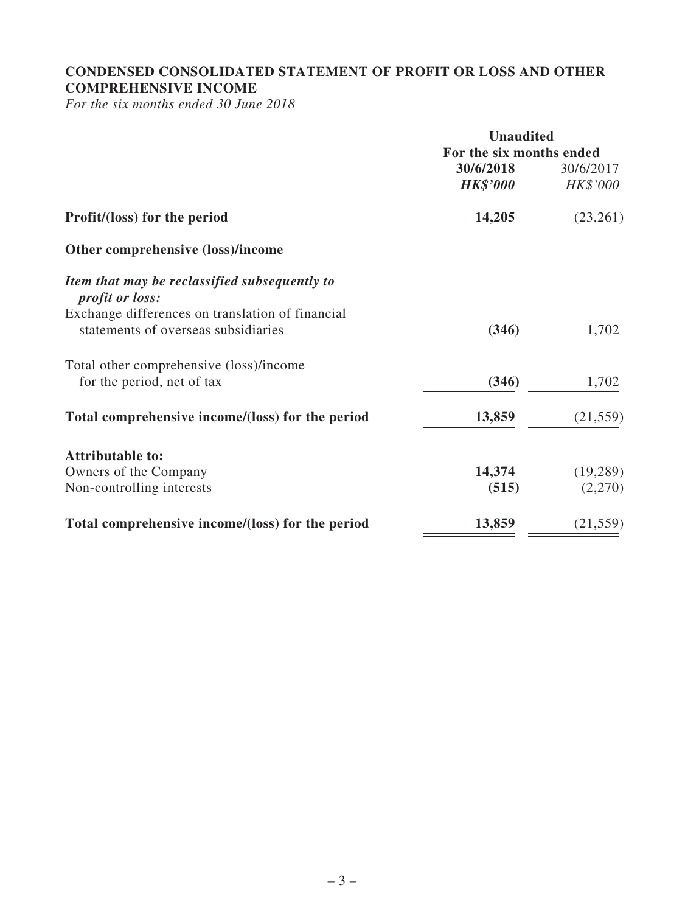## CONDENSED CONSOLIDATED STATEMENT OF PROFIT OR LOSS AND OTHER COMPREHENSIVE INCOME

*For the six months ended 30 June 2018*

| | Unaudited | |
|---|---|---|
| | For the six months ended | |
| | **30/6/2018** | 30/6/2017 |
| | ***HK$'000*** | *HK$'000* |
| **Profit/(loss) for the period** | **14,205** | (23,261) |
| **Other comprehensive (loss)/income** | | |
| ***Item that may be reclassified subsequently to profit or loss:*** | | |
| Exchange differences on translation of financial statements of overseas subsidiaries | **(346)** | 1,702 |
| Total other comprehensive (loss)/income for the period, net of tax | **(346)** | 1,702 |
| **Total comprehensive income/(loss) for the period** | **13,859** | (21,559) |
| **Attributable to:** | | |
| Owners of the Company | **14,374** | (19,289) |
| Non-controlling interests | **(515)** | (2,270) |
| **Total comprehensive income/(loss) for the period** | **13,859** | (21,559) |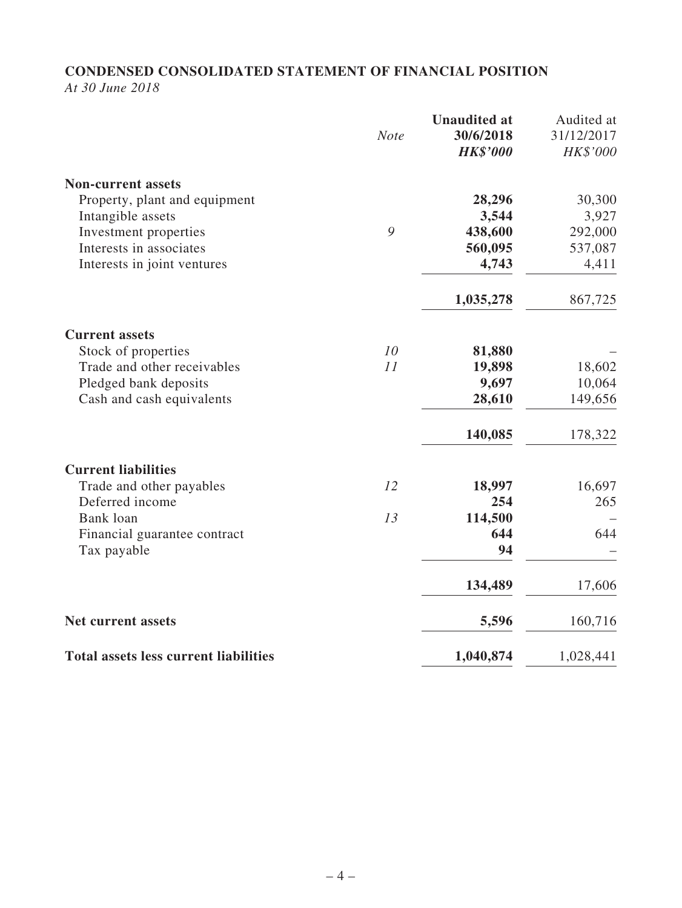## CONDENSED CONSOLIDATED STATEMENT OF FINANCIAL POSITION

*At 30 June 2018*

| | *Note* | **Unaudited at 30/6/2018** ***HK$'000*** | Audited at 31/12/2017 *HK$'000* |
|---|---|---|---|
| **Non-current assets** | | | |
| Property, plant and equipment | | **28,296** | 30,300 |
| Intangible assets | | **3,544** | 3,927 |
| Investment properties | *9* | **438,600** | 292,000 |
| Interests in associates | | **560,095** | 537,087 |
| Interests in joint ventures | | **4,743** | 4,411 |
| | | **1,035,278** | 867,725 |
| **Current assets** | | | |
| Stock of properties | *10* | **81,880** | – |
| Trade and other receivables | *11* | **19,898** | 18,602 |
| Pledged bank deposits | | **9,697** | 10,064 |
| Cash and cash equivalents | | **28,610** | 149,656 |
| | | **140,085** | 178,322 |
| **Current liabilities** | | | |
| Trade and other payables | *12* | **18,997** | 16,697 |
| Deferred income | | **254** | 265 |
| Bank loan | *13* | **114,500** | – |
| Financial guarantee contract | | **644** | 644 |
| Tax payable | | **94** | – |
| | | **134,489** | 17,606 |
| **Net current assets** | | **5,596** | 160,716 |
| **Total assets less current liabilities** | | **1,040,874** | 1,028,441 |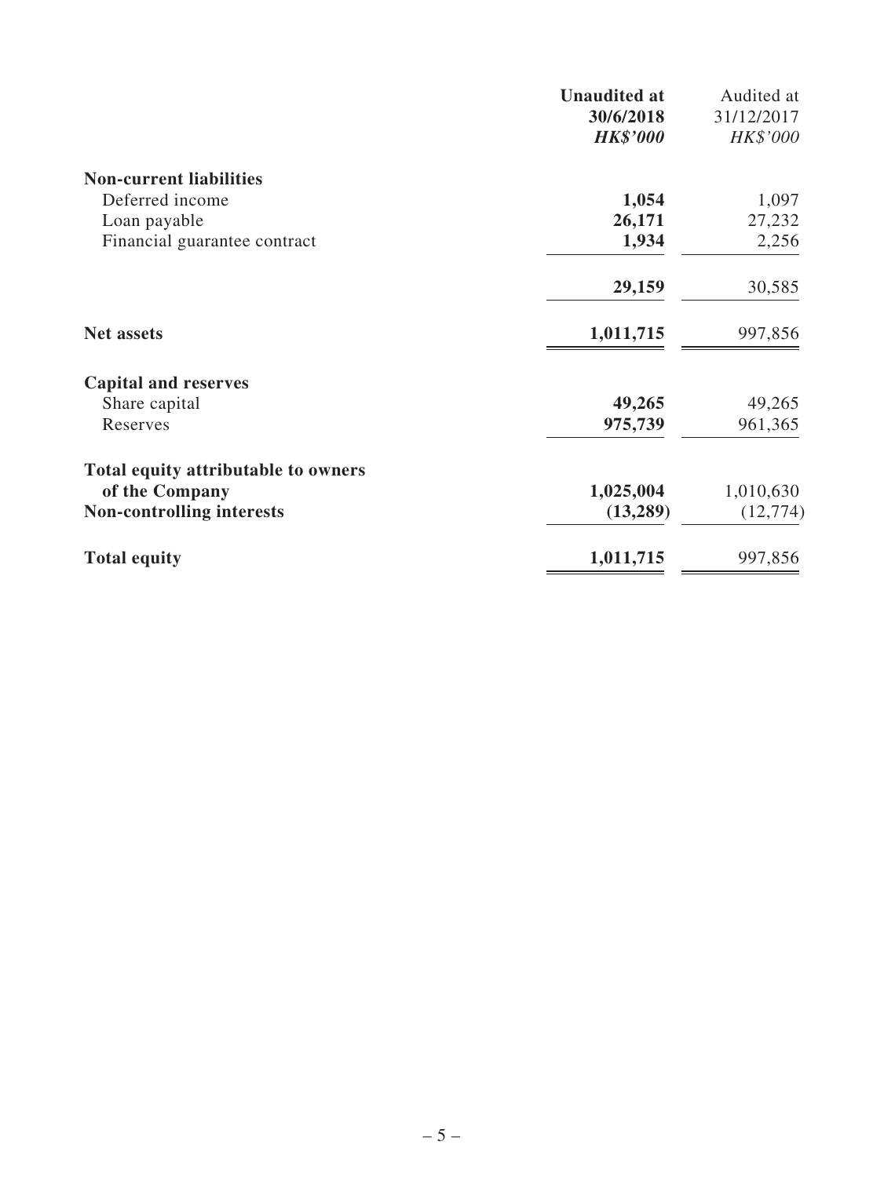| | Unaudited at 30/6/2018 HK$'000 | Audited at 31/12/2017 HK$'000 |
|---|---|---|
| **Non-current liabilities** | | |
| Deferred income | **1,054** | 1,097 |
| Loan payable | **26,171** | 27,232 |
| Financial guarantee contract | **1,934** | 2,256 |
| | **29,159** | 30,585 |
| **Net assets** | **1,011,715** | 997,856 |
| **Capital and reserves** | | |
| Share capital | **49,265** | 49,265 |
| Reserves | **975,739** | 961,365 |
| **Total equity attributable to owners of the Company** | **1,025,004** | 1,010,630 |
| **Non-controlling interests** | **(13,289)** | (12,774) |
| **Total equity** | **1,011,715** | 997,856 |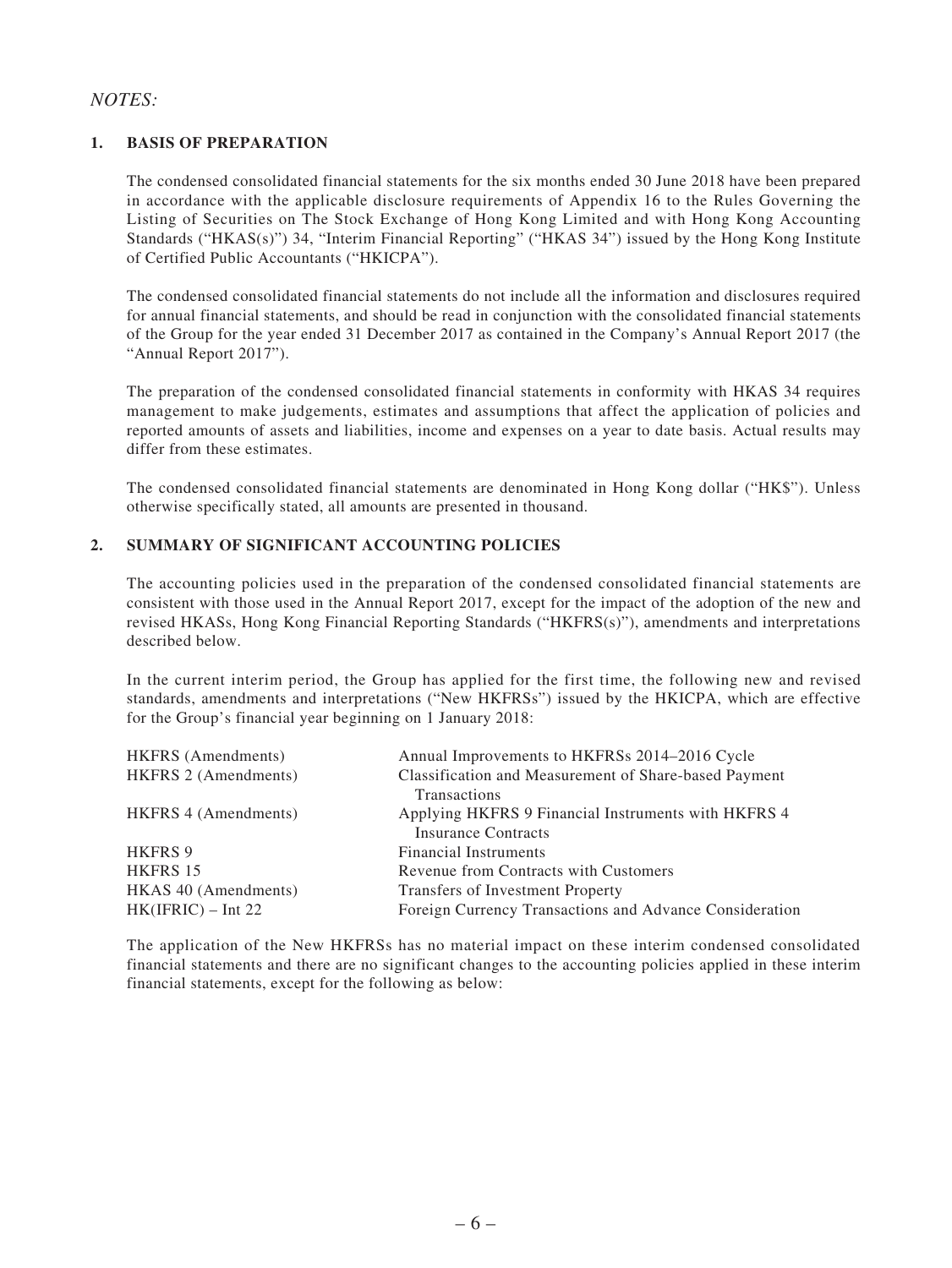*NOTES:*

## 1. BASIS OF PREPARATION

The condensed consolidated financial statements for the six months ended 30 June 2018 have been prepared in accordance with the applicable disclosure requirements of Appendix 16 to the Rules Governing the Listing of Securities on The Stock Exchange of Hong Kong Limited and with Hong Kong Accounting Standards ("HKAS(s)") 34, "Interim Financial Reporting" ("HKAS 34") issued by the Hong Kong Institute of Certified Public Accountants ("HKICPA").

The condensed consolidated financial statements do not include all the information and disclosures required for annual financial statements, and should be read in conjunction with the consolidated financial statements of the Group for the year ended 31 December 2017 as contained in the Company's Annual Report 2017 (the "Annual Report 2017").

The preparation of the condensed consolidated financial statements in conformity with HKAS 34 requires management to make judgements, estimates and assumptions that affect the application of policies and reported amounts of assets and liabilities, income and expenses on a year to date basis. Actual results may differ from these estimates.

The condensed consolidated financial statements are denominated in Hong Kong dollar ("HK$"). Unless otherwise specifically stated, all amounts are presented in thousand.

## 2. SUMMARY OF SIGNIFICANT ACCOUNTING POLICIES

The accounting policies used in the preparation of the condensed consolidated financial statements are consistent with those used in the Annual Report 2017, except for the impact of the adoption of the new and revised HKASs, Hong Kong Financial Reporting Standards ("HKFRS(s)"), amendments and interpretations described below.

In the current interim period, the Group has applied for the first time, the following new and revised standards, amendments and interpretations ("New HKFRSs") issued by the HKICPA, which are effective for the Group's financial year beginning on 1 January 2018:

| | |
|---|---|
| HKFRS (Amendments) | Annual Improvements to HKFRSs 2014–2016 Cycle |
| HKFRS 2 (Amendments) | Classification and Measurement of Share-based Payment Transactions |
| HKFRS 4 (Amendments) | Applying HKFRS 9 Financial Instruments with HKFRS 4 Insurance Contracts |
| HKFRS 9 | Financial Instruments |
| HKFRS 15 | Revenue from Contracts with Customers |
| HKAS 40 (Amendments) | Transfers of Investment Property |
| HK(IFRIC) – Int 22 | Foreign Currency Transactions and Advance Consideration |

The application of the New HKFRSs has no material impact on these interim condensed consolidated financial statements and there are no significant changes to the accounting policies applied in these interim financial statements, except for the following as below: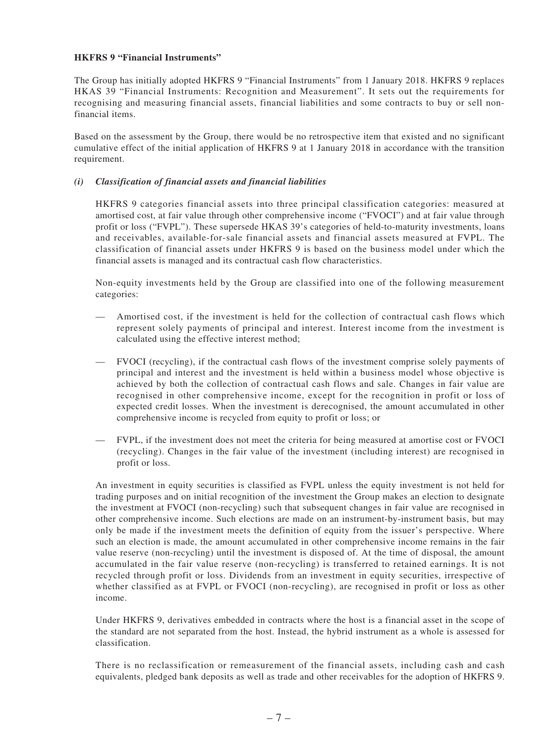**HKFRS 9 "Financial Instruments"**

The Group has initially adopted HKFRS 9 "Financial Instruments" from 1 January 2018. HKFRS 9 replaces HKAS 39 "Financial Instruments: Recognition and Measurement". It sets out the requirements for recognising and measuring financial assets, financial liabilities and some contracts to buy or sell non-financial items.

Based on the assessment by the Group, there would be no retrospective item that existed and no significant cumulative effect of the initial application of HKFRS 9 at 1 January 2018 in accordance with the transition requirement.

*(i) Classification of financial assets and financial liabilities*

HKFRS 9 categories financial assets into three principal classification categories: measured at amortised cost, at fair value through other comprehensive income ("FVOCI") and at fair value through profit or loss ("FVPL"). These supersede HKAS 39's categories of held-to-maturity investments, loans and receivables, available-for-sale financial assets and financial assets measured at FVPL. The classification of financial assets under HKFRS 9 is based on the business model under which the financial assets is managed and its contractual cash flow characteristics.

Non-equity investments held by the Group are classified into one of the following measurement categories:

— Amortised cost, if the investment is held for the collection of contractual cash flows which represent solely payments of principal and interest. Interest income from the investment is calculated using the effective interest method;

— FVOCI (recycling), if the contractual cash flows of the investment comprise solely payments of principal and interest and the investment is held within a business model whose objective is achieved by both the collection of contractual cash flows and sale. Changes in fair value are recognised in other comprehensive income, except for the recognition in profit or loss of expected credit losses. When the investment is derecognised, the amount accumulated in other comprehensive income is recycled from equity to profit or loss; or

— FVPL, if the investment does not meet the criteria for being measured at amortise cost or FVOCI (recycling). Changes in the fair value of the investment (including interest) are recognised in profit or loss.

An investment in equity securities is classified as FVPL unless the equity investment is not held for trading purposes and on initial recognition of the investment the Group makes an election to designate the investment at FVOCI (non-recycling) such that subsequent changes in fair value are recognised in other comprehensive income. Such elections are made on an instrument-by-instrument basis, but may only be made if the investment meets the definition of equity from the issuer's perspective. Where such an election is made, the amount accumulated in other comprehensive income remains in the fair value reserve (non-recycling) until the investment is disposed of. At the time of disposal, the amount accumulated in the fair value reserve (non-recycling) is transferred to retained earnings. It is not recycled through profit or loss. Dividends from an investment in equity securities, irrespective of whether classified as at FVPL or FVOCI (non-recycling), are recognised in profit or loss as other income.

Under HKFRS 9, derivatives embedded in contracts where the host is a financial asset in the scope of the standard are not separated from the host. Instead, the hybrid instrument as a whole is assessed for classification.

There is no reclassification or remeasurement of the financial assets, including cash and cash equivalents, pledged bank deposits as well as trade and other receivables for the adoption of HKFRS 9.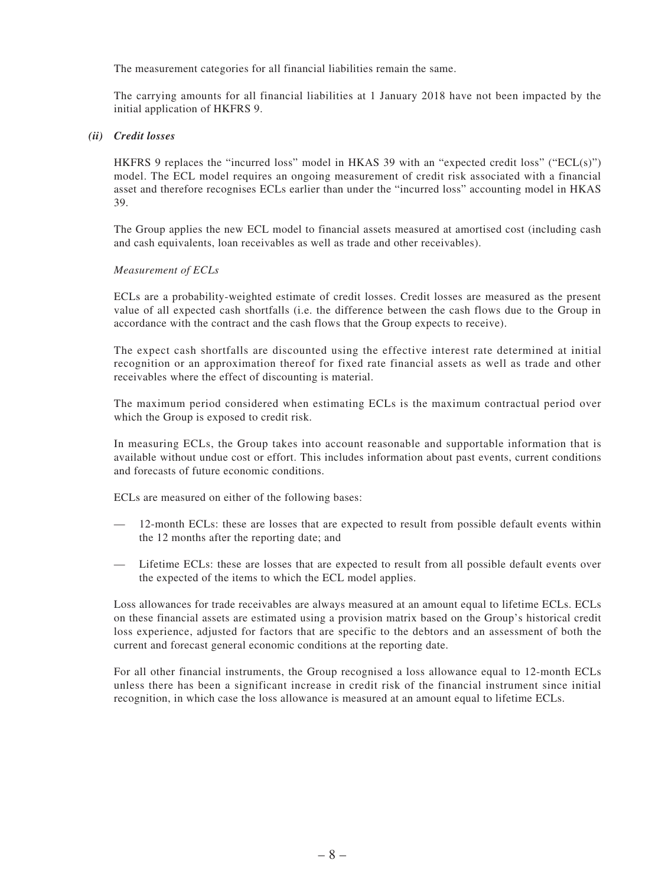The measurement categories for all financial liabilities remain the same.

The carrying amounts for all financial liabilities at 1 January 2018 have not been impacted by the initial application of HKFRS 9.

*(ii)* ***Credit losses***

HKFRS 9 replaces the "incurred loss" model in HKAS 39 with an "expected credit loss" ("ECL(s)") model. The ECL model requires an ongoing measurement of credit risk associated with a financial asset and therefore recognises ECLs earlier than under the "incurred loss" accounting model in HKAS 39.

The Group applies the new ECL model to financial assets measured at amortised cost (including cash and cash equivalents, loan receivables as well as trade and other receivables).

*Measurement of ECLs*

ECLs are a probability-weighted estimate of credit losses. Credit losses are measured as the present value of all expected cash shortfalls (i.e. the difference between the cash flows due to the Group in accordance with the contract and the cash flows that the Group expects to receive).

The expect cash shortfalls are discounted using the effective interest rate determined at initial recognition or an approximation thereof for fixed rate financial assets as well as trade and other receivables where the effect of discounting is material.

The maximum period considered when estimating ECLs is the maximum contractual period over which the Group is exposed to credit risk.

In measuring ECLs, the Group takes into account reasonable and supportable information that is available without undue cost or effort. This includes information about past events, current conditions and forecasts of future economic conditions.

ECLs are measured on either of the following bases:

- 12-month ECLs: these are losses that are expected to result from possible default events within the 12 months after the reporting date; and
- Lifetime ECLs: these are losses that are expected to result from all possible default events over the expected of the items to which the ECL model applies.

Loss allowances for trade receivables are always measured at an amount equal to lifetime ECLs. ECLs on these financial assets are estimated using a provision matrix based on the Group's historical credit loss experience, adjusted for factors that are specific to the debtors and an assessment of both the current and forecast general economic conditions at the reporting date.

For all other financial instruments, the Group recognised a loss allowance equal to 12-month ECLs unless there has been a significant increase in credit risk of the financial instrument since initial recognition, in which case the loss allowance is measured at an amount equal to lifetime ECLs.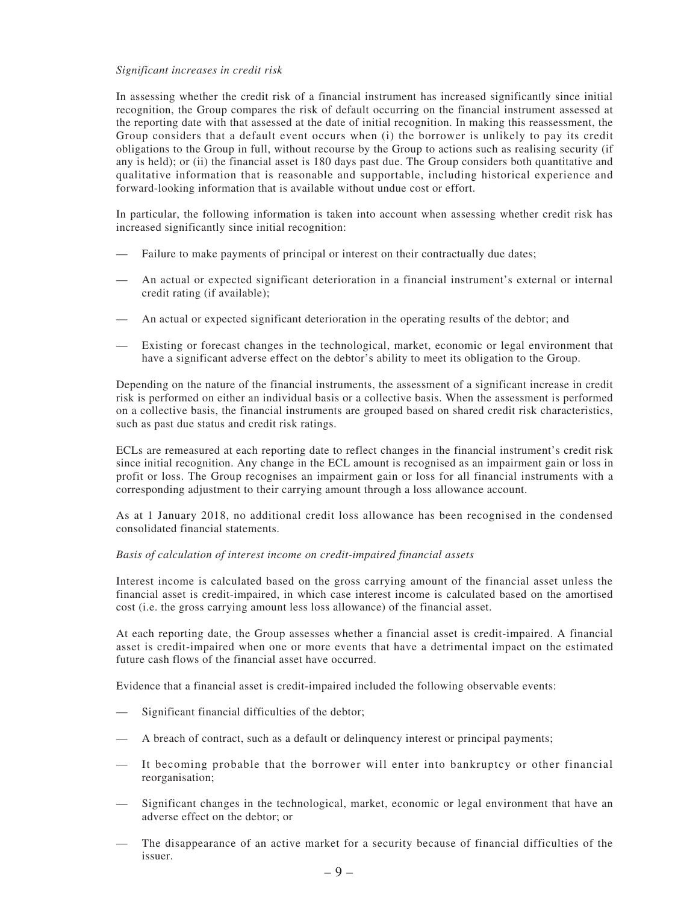*Significant increases in credit risk*

In assessing whether the credit risk of a financial instrument has increased significantly since initial recognition, the Group compares the risk of default occurring on the financial instrument assessed at the reporting date with that assessed at the date of initial recognition. In making this reassessment, the Group considers that a default event occurs when (i) the borrower is unlikely to pay its credit obligations to the Group in full, without recourse by the Group to actions such as realising security (if any is held); or (ii) the financial asset is 180 days past due. The Group considers both quantitative and qualitative information that is reasonable and supportable, including historical experience and forward-looking information that is available without undue cost or effort.

In particular, the following information is taken into account when assessing whether credit risk has increased significantly since initial recognition:

- Failure to make payments of principal or interest on their contractually due dates;
- An actual or expected significant deterioration in a financial instrument's external or internal credit rating (if available);
- An actual or expected significant deterioration in the operating results of the debtor; and
- Existing or forecast changes in the technological, market, economic or legal environment that have a significant adverse effect on the debtor's ability to meet its obligation to the Group.

Depending on the nature of the financial instruments, the assessment of a significant increase in credit risk is performed on either an individual basis or a collective basis. When the assessment is performed on a collective basis, the financial instruments are grouped based on shared credit risk characteristics, such as past due status and credit risk ratings.

ECLs are remeasured at each reporting date to reflect changes in the financial instrument's credit risk since initial recognition. Any change in the ECL amount is recognised as an impairment gain or loss in profit or loss. The Group recognises an impairment gain or loss for all financial instruments with a corresponding adjustment to their carrying amount through a loss allowance account.

As at 1 January 2018, no additional credit loss allowance has been recognised in the condensed consolidated financial statements.

*Basis of calculation of interest income on credit-impaired financial assets*

Interest income is calculated based on the gross carrying amount of the financial asset unless the financial asset is credit-impaired, in which case interest income is calculated based on the amortised cost (i.e. the gross carrying amount less loss allowance) of the financial asset.

At each reporting date, the Group assesses whether a financial asset is credit-impaired. A financial asset is credit-impaired when one or more events that have a detrimental impact on the estimated future cash flows of the financial asset have occurred.

Evidence that a financial asset is credit-impaired included the following observable events:

- Significant financial difficulties of the debtor;
- A breach of contract, such as a default or delinquency interest or principal payments;
- It becoming probable that the borrower will enter into bankruptcy or other financial reorganisation;
- Significant changes in the technological, market, economic or legal environment that have an adverse effect on the debtor; or
- The disappearance of an active market for a security because of financial difficulties of the issuer.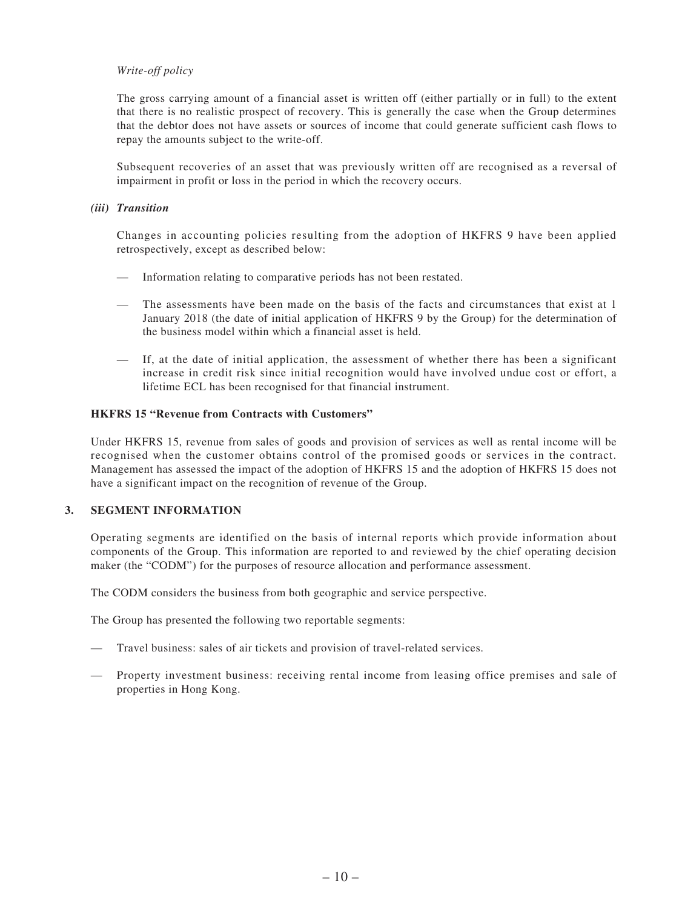*Write-off policy*

The gross carrying amount of a financial asset is written off (either partially or in full) to the extent that there is no realistic prospect of recovery. This is generally the case when the Group determines that the debtor does not have assets or sources of income that could generate sufficient cash flows to repay the amounts subject to the write-off.

Subsequent recoveries of an asset that was previously written off are recognised as a reversal of impairment in profit or loss in the period in which the recovery occurs.

***(iii) Transition***

Changes in accounting policies resulting from the adoption of HKFRS 9 have been applied retrospectively, except as described below:

— Information relating to comparative periods has not been restated.

— The assessments have been made on the basis of the facts and circumstances that exist at 1 January 2018 (the date of initial application of HKFRS 9 by the Group) for the determination of the business model within which a financial asset is held.

— If, at the date of initial application, the assessment of whether there has been a significant increase in credit risk since initial recognition would have involved undue cost or effort, a lifetime ECL has been recognised for that financial instrument.

**HKFRS 15 "Revenue from Contracts with Customers"**

Under HKFRS 15, revenue from sales of goods and provision of services as well as rental income will be recognised when the customer obtains control of the promised goods or services in the contract. Management has assessed the impact of the adoption of HKFRS 15 and the adoption of HKFRS 15 does not have a significant impact on the recognition of revenue of the Group.

## 3. SEGMENT INFORMATION

Operating segments are identified on the basis of internal reports which provide information about components of the Group. This information are reported to and reviewed by the chief operating decision maker (the "CODM") for the purposes of resource allocation and performance assessment.

The CODM considers the business from both geographic and service perspective.

The Group has presented the following two reportable segments:

— Travel business: sales of air tickets and provision of travel-related services.

— Property investment business: receiving rental income from leasing office premises and sale of properties in Hong Kong.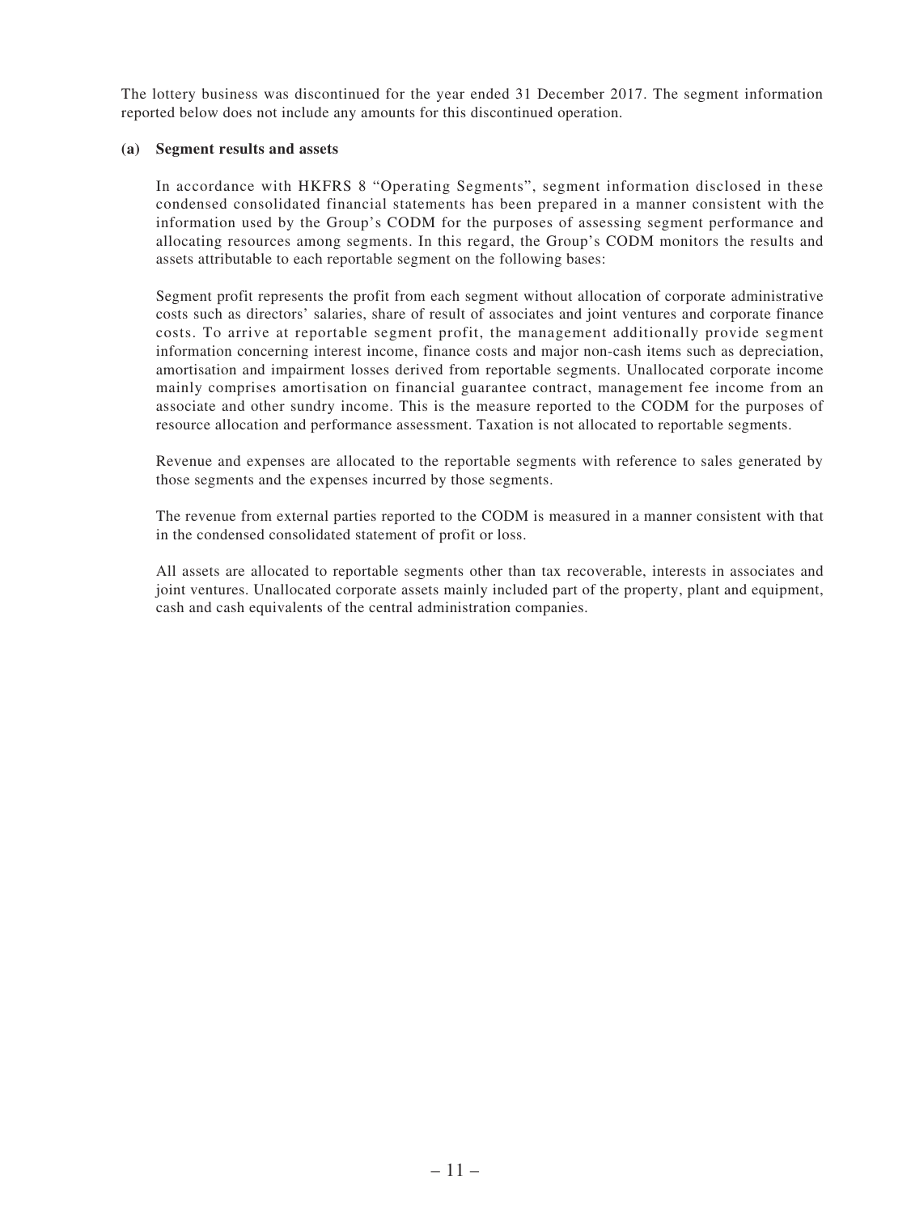The lottery business was discontinued for the year ended 31 December 2017. The segment information reported below does not include any amounts for this discontinued operation.

**(a) Segment results and assets**

In accordance with HKFRS 8 "Operating Segments", segment information disclosed in these condensed consolidated financial statements has been prepared in a manner consistent with the information used by the Group's CODM for the purposes of assessing segment performance and allocating resources among segments. In this regard, the Group's CODM monitors the results and assets attributable to each reportable segment on the following bases:

Segment profit represents the profit from each segment without allocation of corporate administrative costs such as directors' salaries, share of result of associates and joint ventures and corporate finance costs. To arrive at reportable segment profit, the management additionally provide segment information concerning interest income, finance costs and major non-cash items such as depreciation, amortisation and impairment losses derived from reportable segments. Unallocated corporate income mainly comprises amortisation on financial guarantee contract, management fee income from an associate and other sundry income. This is the measure reported to the CODM for the purposes of resource allocation and performance assessment. Taxation is not allocated to reportable segments.

Revenue and expenses are allocated to the reportable segments with reference to sales generated by those segments and the expenses incurred by those segments.

The revenue from external parties reported to the CODM is measured in a manner consistent with that in the condensed consolidated statement of profit or loss.

All assets are allocated to reportable segments other than tax recoverable, interests in associates and joint ventures. Unallocated corporate assets mainly included part of the property, plant and equipment, cash and cash equivalents of the central administration companies.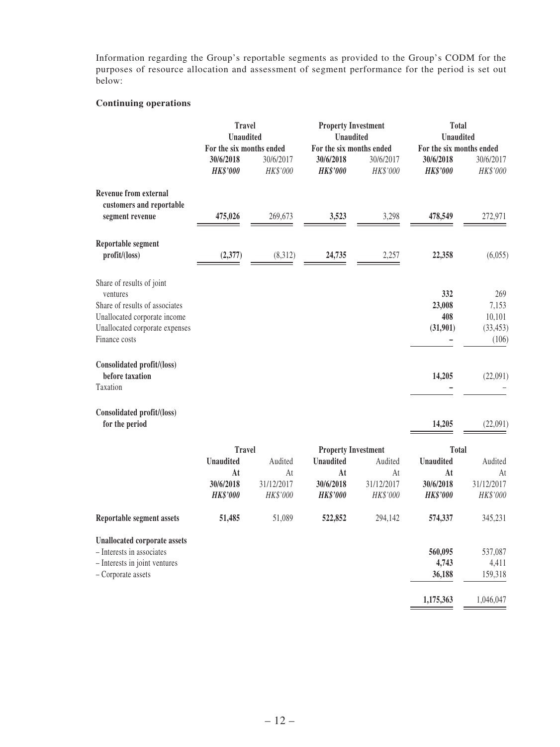Information regarding the Group's reportable segments as provided to the Group's CODM for the purposes of resource allocation and assessment of segment performance for the period is set out below:

**Continuing operations**

| | Travel | | Property Investment | | Total | |
|---|---|---|---|---|---|---|
| | Unaudited | | Unaudited | | Unaudited | |
| | For the six months ended | | For the six months ended | | For the six months ended | |
| | **30/6/2018** | 30/6/2017 | **30/6/2018** | 30/6/2017 | **30/6/2018** | 30/6/2017 |
| | ***HK$'000*** | *HK$'000* | ***HK$'000*** | *HK$'000* | ***HK$'000*** | *HK$'000* |
| **Revenue from external customers and reportable segment revenue** | **475,026** | 269,673 | **3,523** | 3,298 | **478,549** | 272,971 |
| **Reportable segment profit/(loss)** | **(2,377)** | (8,312) | **24,735** | 2,257 | **22,358** | (6,055) |
| Share of results of joint ventures | | | | | **332** | 269 |
| Share of results of associates | | | | | **23,008** | 7,153 |
| Unallocated corporate income | | | | | **408** | 10,101 |
| Unallocated corporate expenses | | | | | **(31,901)** | (33,453) |
| Finance costs | | | | | **–** | (106) |
| **Consolidated profit/(loss) before taxation** | | | | | **14,205** | (22,091) |
| Taxation | | | | | **–** | – |
| **Consolidated profit/(loss) for the period** | | | | | **14,205** | (22,091) |

| | Travel | | Property Investment | | Total | |
|---|---|---|---|---|---|---|
| | **Unaudited** | Audited | **Unaudited** | Audited | **Unaudited** | Audited |
| | **At** | At | **At** | At | **At** | At |
| | **30/6/2018** | 31/12/2017 | **30/6/2018** | 31/12/2017 | **30/6/2018** | 31/12/2017 |
| | ***HK$'000*** | *HK$'000* | ***HK$'000*** | *HK$'000* | ***HK$'000*** | *HK$'000* |
| **Reportable segment assets** | **51,485** | 51,089 | **522,852** | 294,142 | **574,337** | 345,231 |
| **Unallocated corporate assets** | | | | | | |
| – Interests in associates | | | | | **560,095** | 537,087 |
| – Interests in joint ventures | | | | | **4,743** | 4,411 |
| – Corporate assets | | | | | **36,188** | 159,318 |
| | | | | | **1,175,363** | 1,046,047 |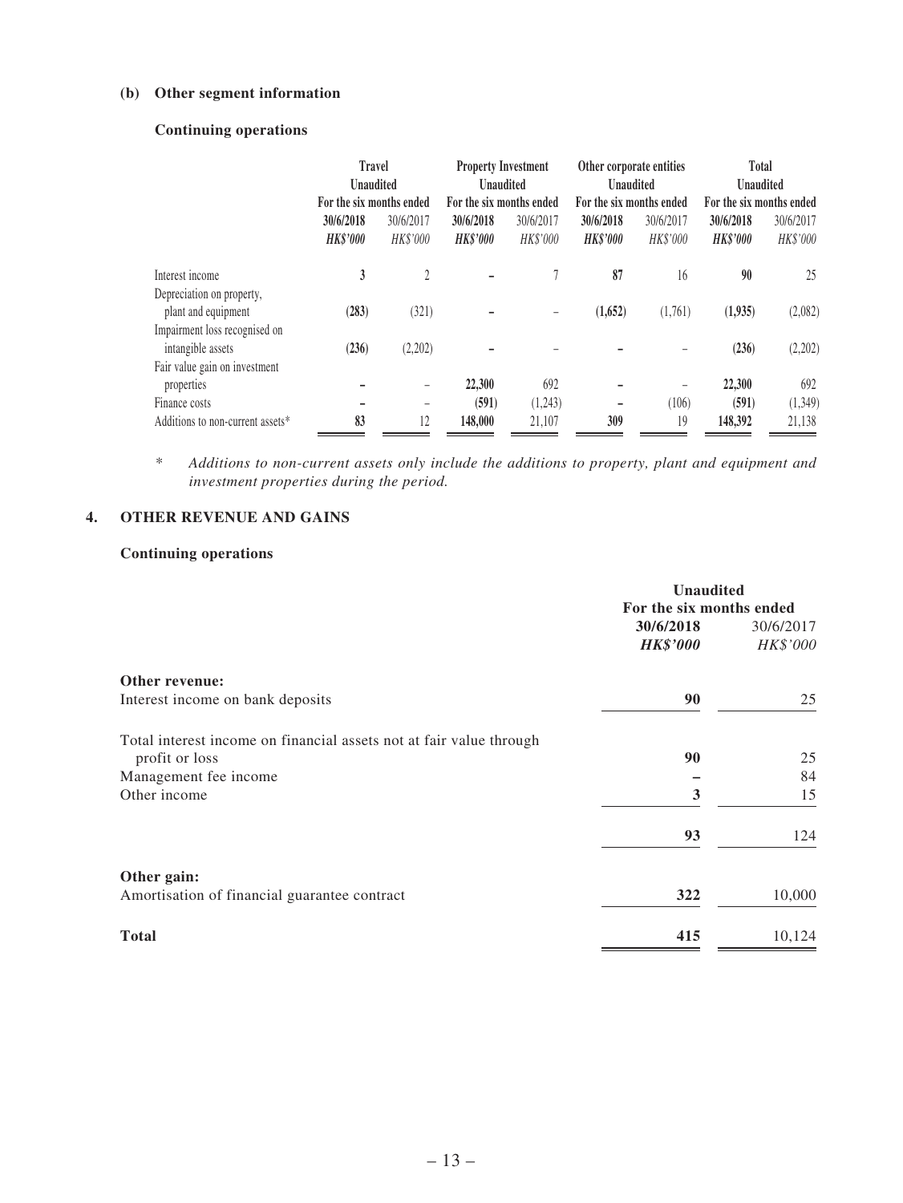**(b) Other segment information**

**Continuing operations**

| | Travel | | Property Investment | | Other corporate entities | | Total | |
|---|---|---|---|---|---|---|---|---|
| | Unaudited | | Unaudited | | Unaudited | | Unaudited | |
| | For the six months ended | | For the six months ended | | For the six months ended | | For the six months ended | |
| | **30/6/2018** | 30/6/2017 | **30/6/2018** | 30/6/2017 | **30/6/2018** | 30/6/2017 | **30/6/2018** | 30/6/2017 |
| | ***HK$'000*** | *HK$'000* | ***HK$'000*** | *HK$'000* | ***HK$'000*** | *HK$'000* | ***HK$'000*** | *HK$'000* |
| Interest income | **3** | 2 | **–** | 7 | **87** | 16 | **90** | 25 |
| Depreciation on property, plant and equipment | **(283)** | (321) | **–** | – | **(1,652)** | (1,761) | **(1,935)** | (2,082) |
| Impairment loss recognised on intangible assets | **(236)** | (2,202) | **–** | – | **–** | – | **(236)** | (2,202) |
| Fair value gain on investment properties | **–** | – | **22,300** | 692 | **–** | – | **22,300** | 692 |
| Finance costs | **–** | – | **(591)** | (1,243) | **–** | (106) | **(591)** | (1,349) |
| Additions to non-current assets* | **83** | 12 | **148,000** | 21,107 | **309** | 19 | **148,392** | 21,138 |

\* *Additions to non-current assets only include the additions to property, plant and equipment and investment properties during the period.*

## 4. OTHER REVENUE AND GAINS

**Continuing operations**

| | Unaudited | |
|---|---|---|
| | For the six months ended | |
| | **30/6/2018** | 30/6/2017 |
| | ***HK$'000*** | *HK$'000* |
| **Other revenue:** | | |
| Interest income on bank deposits | **90** | 25 |
| Total interest income on financial assets not at fair value through profit or loss | **90** | 25 |
| Management fee income | **–** | 84 |
| Other income | **3** | 15 |
| | **93** | 124 |
| **Other gain:** | | |
| Amortisation of financial guarantee contract | **322** | 10,000 |
| **Total** | **415** | 10,124 |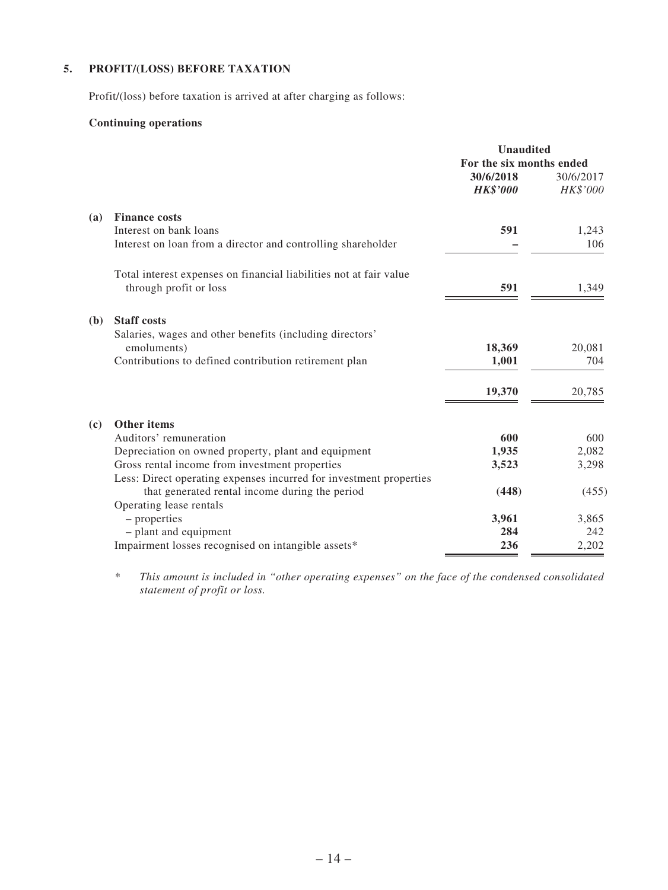## 5. PROFIT/(LOSS) BEFORE TAXATION

Profit/(loss) before taxation is arrived at after charging as follows:

**Continuing operations**

| | | Unaudited | |
|---|---|---|---|
| | | For the six months ended | |
| | | **30/6/2018** | 30/6/2017 |
| | | ***HK$'000*** | *HK$'000* |
| **(a)** | **Finance costs** | | |
| | Interest on bank loans | **591** | 1,243 |
| | Interest on loan from a director and controlling shareholder | **–** | 106 |
| | Total interest expenses on financial liabilities not at fair value through profit or loss | **591** | 1,349 |
| **(b)** | **Staff costs** | | |
| | Salaries, wages and other benefits (including directors' emoluments) | **18,369** | 20,081 |
| | Contributions to defined contribution retirement plan | **1,001** | 704 |
| | | **19,370** | 20,785 |
| **(c)** | **Other items** | | |
| | Auditors' remuneration | **600** | 600 |
| | Depreciation on owned property, plant and equipment | **1,935** | 2,082 |
| | Gross rental income from investment properties | **3,523** | 3,298 |
| | Less: Direct operating expenses incurred for investment properties that generated rental income during the period | **(448)** | (455) |
| | Operating lease rentals | | |
| | – properties | **3,961** | 3,865 |
| | – plant and equipment | **284** | 242 |
| | Impairment losses recognised on intangible assets* | **236** | 2,202 |

\* *This amount is included in "other operating expenses" on the face of the condensed consolidated statement of profit or loss.*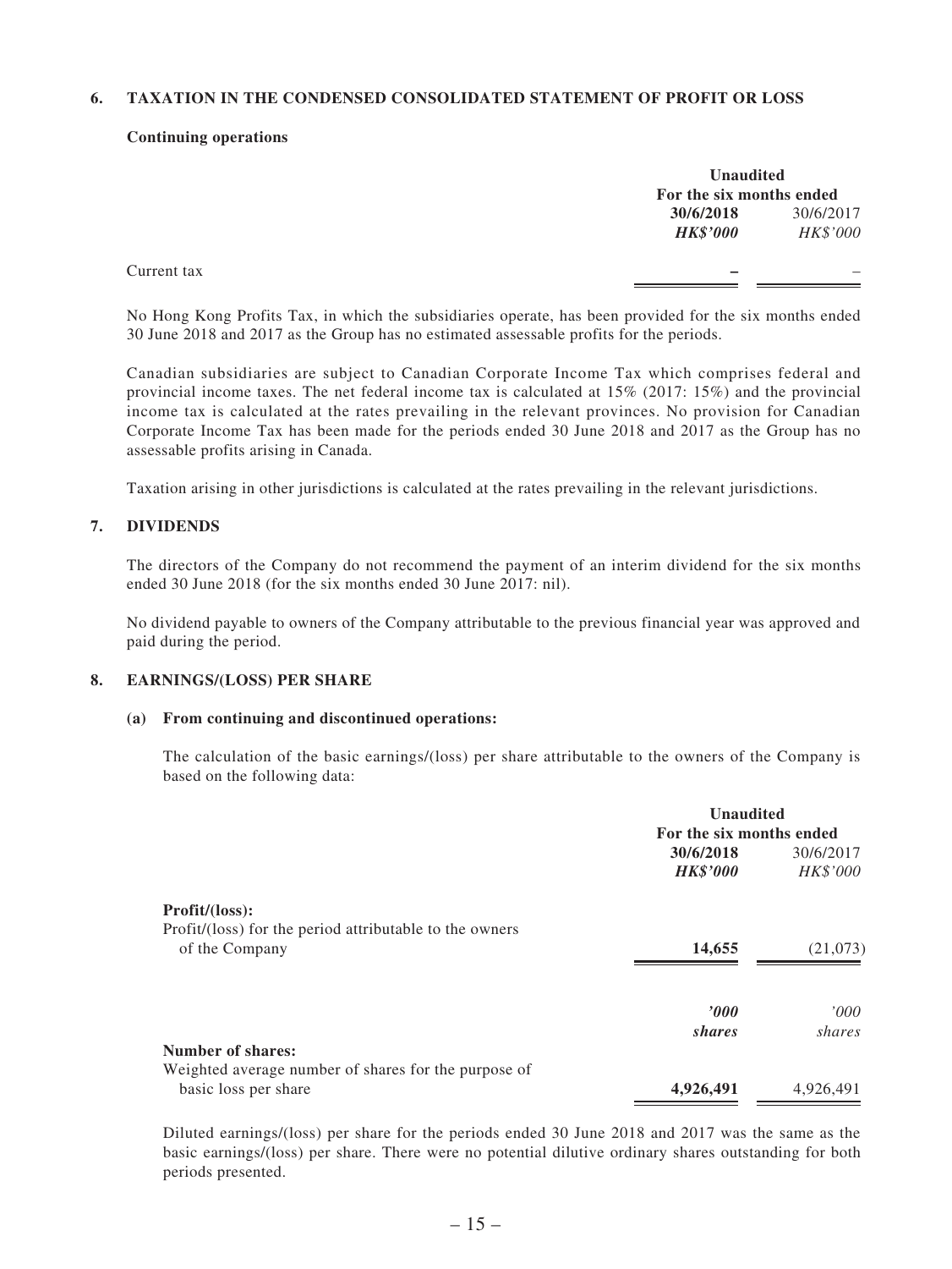## 6. TAXATION IN THE CONDENSED CONSOLIDATED STATEMENT OF PROFIT OR LOSS

**Continuing operations**

| | Unaudited | |
|---|---|---|
| | For the six months ended | |
| | **30/6/2018** | 30/6/2017 |
| | ***HK$'000*** | *HK$'000* |
| Current tax | **–** | – |

No Hong Kong Profits Tax, in which the subsidiaries operate, has been provided for the six months ended 30 June 2018 and 2017 as the Group has no estimated assessable profits for the periods.

Canadian subsidiaries are subject to Canadian Corporate Income Tax which comprises federal and provincial income taxes. The net federal income tax is calculated at 15% (2017: 15%) and the provincial income tax is calculated at the rates prevailing in the relevant provinces. No provision for Canadian Corporate Income Tax has been made for the periods ended 30 June 2018 and 2017 as the Group has no assessable profits arising in Canada.

Taxation arising in other jurisdictions is calculated at the rates prevailing in the relevant jurisdictions.

## 7. DIVIDENDS

The directors of the Company do not recommend the payment of an interim dividend for the six months ended 30 June 2018 (for the six months ended 30 June 2017: nil).

No dividend payable to owners of the Company attributable to the previous financial year was approved and paid during the period.

## 8. EARNINGS/(LOSS) PER SHARE

### (a) From continuing and discontinued operations:

The calculation of the basic earnings/(loss) per share attributable to the owners of the Company is based on the following data:

| | Unaudited | |
|---|---|---|
| | For the six months ended | |
| | **30/6/2018** | 30/6/2017 |
| | ***HK$'000*** | *HK$'000* |
| **Profit/(loss):** | | |
| Profit/(loss) for the period attributable to the owners of the Company | **14,655** | (21,073) |
| | ***'000*** | *'000* |
| | ***shares*** | *shares* |
| **Number of shares:** | | |
| Weighted average number of shares for the purpose of basic loss per share | **4,926,491** | 4,926,491 |

Diluted earnings/(loss) per share for the periods ended 30 June 2018 and 2017 was the same as the basic earnings/(loss) per share. There were no potential dilutive ordinary shares outstanding for both periods presented.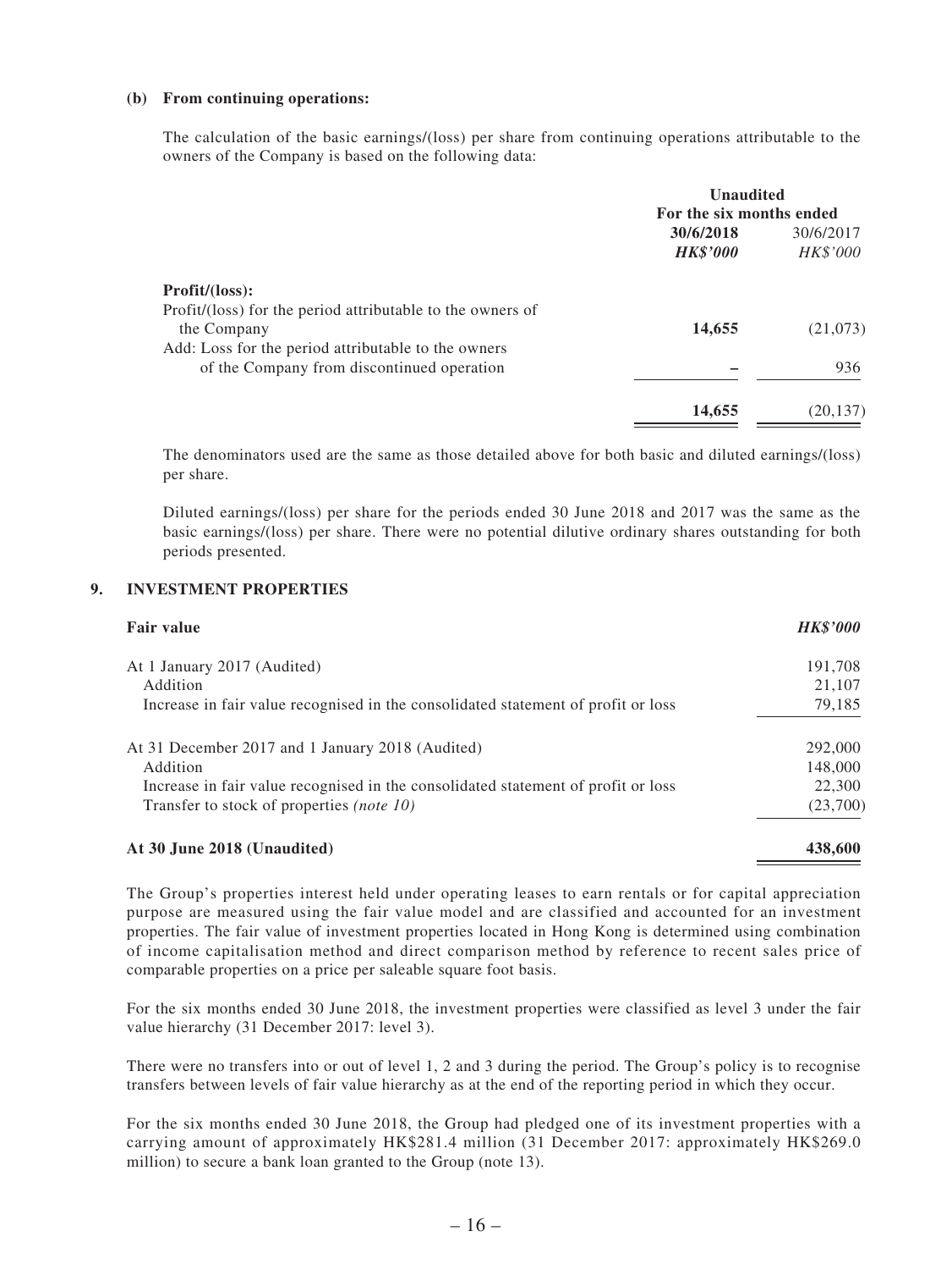**(b) From continuing operations:**

The calculation of the basic earnings/(loss) per share from continuing operations attributable to the owners of the Company is based on the following data:

| | **Unaudited** | |
|---|---|---|
| | **For the six months ended** | |
| | **30/6/2018** | 30/6/2017 |
| | ***HK$'000*** | *HK$'000* |
| **Profit/(loss):** | | |
| Profit/(loss) for the period attributable to the owners of the Company | **14,655** | (21,073) |
| Add: Loss for the period attributable to the owners of the Company from discontinued operation | **–** | 936 |
| | **14,655** | (20,137) |

The denominators used are the same as those detailed above for both basic and diluted earnings/(loss) per share.

Diluted earnings/(loss) per share for the periods ended 30 June 2018 and 2017 was the same as the basic earnings/(loss) per share. There were no potential dilutive ordinary shares outstanding for both periods presented.

## 9. INVESTMENT PROPERTIES

| **Fair value** | ***HK$'000*** |
|---|---|
| At 1 January 2017 (Audited) | 191,708 |
| Addition | 21,107 |
| Increase in fair value recognised in the consolidated statement of profit or loss | 79,185 |
| At 31 December 2017 and 1 January 2018 (Audited) | 292,000 |
| Addition | 148,000 |
| Increase in fair value recognised in the consolidated statement of profit or loss | 22,300 |
| Transfer to stock of properties *(note 10)* | (23,700) |
| **At 30 June 2018 (Unaudited)** | **438,600** |

The Group's properties interest held under operating leases to earn rentals or for capital appreciation purpose are measured using the fair value model and are classified and accounted for an investment properties. The fair value of investment properties located in Hong Kong is determined using combination of income capitalisation method and direct comparison method by reference to recent sales price of comparable properties on a price per saleable square foot basis.

For the six months ended 30 June 2018, the investment properties were classified as level 3 under the fair value hierarchy (31 December 2017: level 3).

There were no transfers into or out of level 1, 2 and 3 during the period. The Group's policy is to recognise transfers between levels of fair value hierarchy as at the end of the reporting period in which they occur.

For the six months ended 30 June 2018, the Group had pledged one of its investment properties with a carrying amount of approximately HK$281.4 million (31 December 2017: approximately HK$269.0 million) to secure a bank loan granted to the Group (note 13).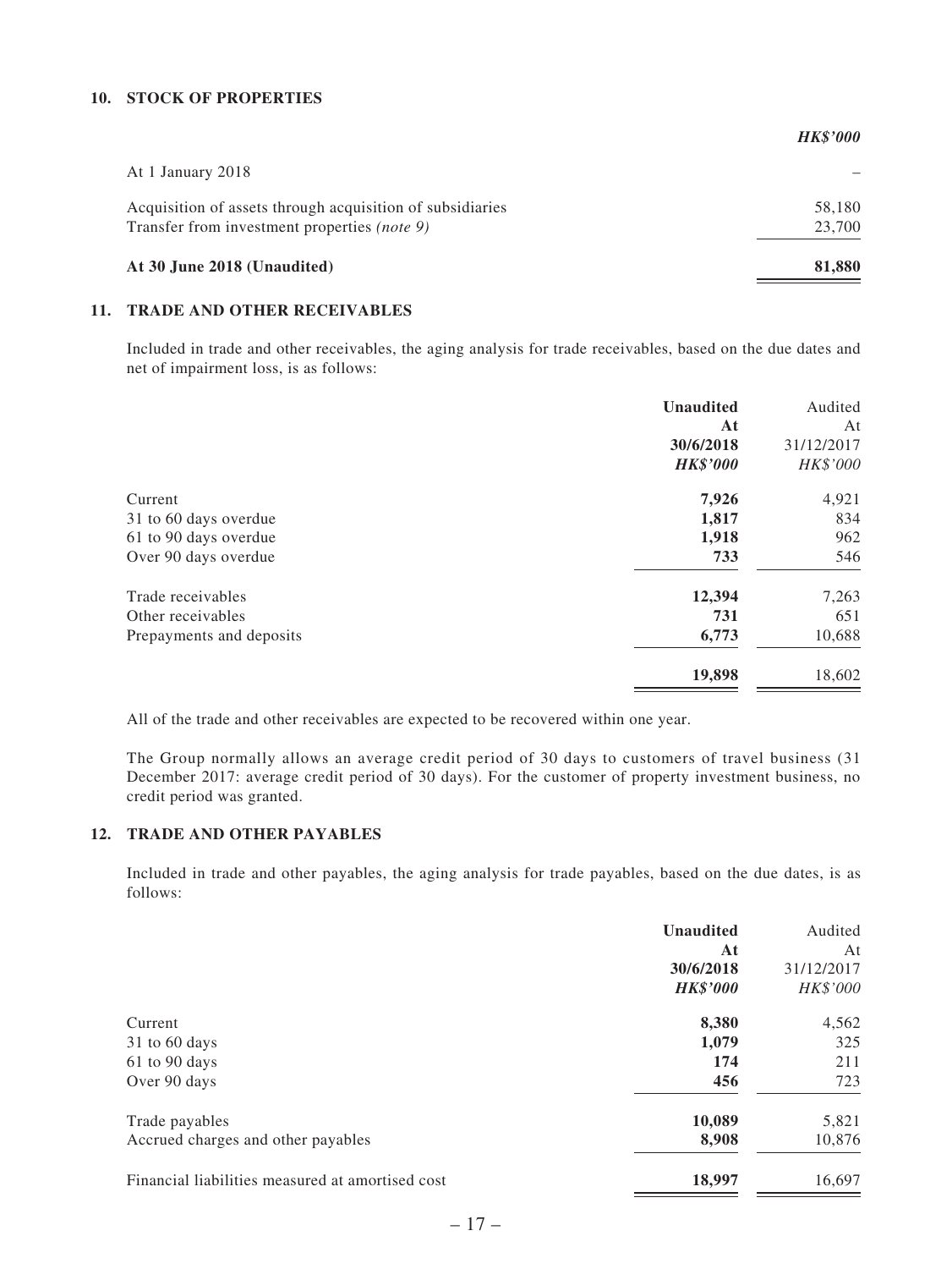## 10. STOCK OF PROPERTIES

| | *HK$'000* |
|---|---|
| At 1 January 2018 | – |
| Acquisition of assets through acquisition of subsidiaries | 58,180 |
| Transfer from investment properties *(note 9)* | 23,700 |
| **At 30 June 2018 (Unaudited)** | **81,880** |

## 11. TRADE AND OTHER RECEIVABLES

Included in trade and other receivables, the aging analysis for trade receivables, based on the due dates and net of impairment loss, is as follows:

| | **Unaudited At 30/6/2018 *HK$'000*** | Audited At 31/12/2017 *HK$'000* |
|---|---|---|
| Current | **7,926** | 4,921 |
| 31 to 60 days overdue | **1,817** | 834 |
| 61 to 90 days overdue | **1,918** | 962 |
| Over 90 days overdue | **733** | 546 |
| Trade receivables | **12,394** | 7,263 |
| Other receivables | **731** | 651 |
| Prepayments and deposits | **6,773** | 10,688 |
| | **19,898** | 18,602 |

All of the trade and other receivables are expected to be recovered within one year.

The Group normally allows an average credit period of 30 days to customers of travel business (31 December 2017: average credit period of 30 days). For the customer of property investment business, no credit period was granted.

## 12. TRADE AND OTHER PAYABLES

Included in trade and other payables, the aging analysis for trade payables, based on the due dates, is as follows:

| | **Unaudited At 30/6/2018 *HK$'000*** | Audited At 31/12/2017 *HK$'000* |
|---|---|---|
| Current | **8,380** | 4,562 |
| 31 to 60 days | **1,079** | 325 |
| 61 to 90 days | **174** | 211 |
| Over 90 days | **456** | 723 |
| Trade payables | **10,089** | 5,821 |
| Accrued charges and other payables | **8,908** | 10,876 |
| Financial liabilities measured at amortised cost | **18,997** | 16,697 |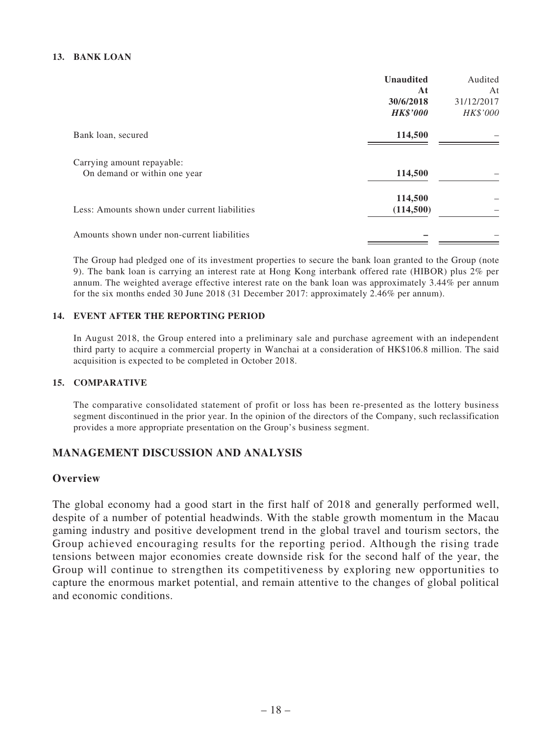### 13. BANK LOAN

| | **Unaudited At 30/6/2018 *HK$'000*** | Audited At 31/12/2017 *HK$'000* |
|---|---|---|
| Bank loan, secured | **114,500** | – |
| Carrying amount repayable: | | |
| On demand or within one year | **114,500** | – |
| | **114,500** | – |
| Less: Amounts shown under current liabilities | **(114,500)** | – |
| Amounts shown under non-current liabilities | **–** | – |

The Group had pledged one of its investment properties to secure the bank loan granted to the Group (note 9). The bank loan is carrying an interest rate at Hong Kong interbank offered rate (HIBOR) plus 2% per annum. The weighted average effective interest rate on the bank loan was approximately 3.44% per annum for the six months ended 30 June 2018 (31 December 2017: approximately 2.46% per annum).

### 14. EVENT AFTER THE REPORTING PERIOD

In August 2018, the Group entered into a preliminary sale and purchase agreement with an independent third party to acquire a commercial property in Wanchai at a consideration of HK$106.8 million. The said acquisition is expected to be completed in October 2018.

### 15. COMPARATIVE

The comparative consolidated statement of profit or loss has been re-presented as the lottery business segment discontinued in the prior year. In the opinion of the directors of the Company, such reclassification provides a more appropriate presentation on the Group's business segment.

## MANAGEMENT DISCUSSION AND ANALYSIS

### Overview

The global economy had a good start in the first half of 2018 and generally performed well, despite of a number of potential headwinds. With the stable growth momentum in the Macau gaming industry and positive development trend in the global travel and tourism sectors, the Group achieved encouraging results for the reporting period. Although the rising trade tensions between major economies create downside risk for the second half of the year, the Group will continue to strengthen its competitiveness by exploring new opportunities to capture the enormous market potential, and remain attentive to the changes of global political and economic conditions.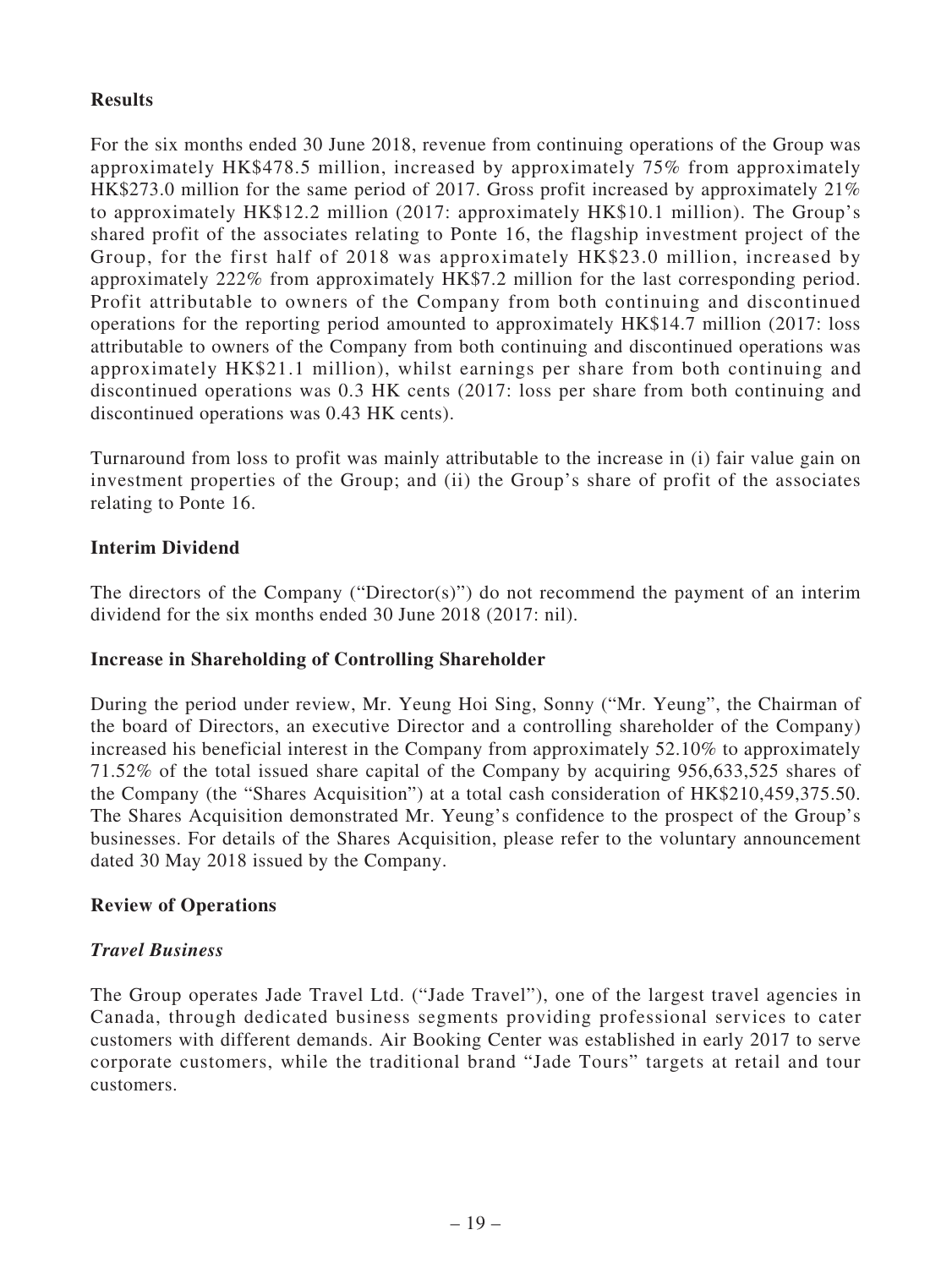**Results**

For the six months ended 30 June 2018, revenue from continuing operations of the Group was approximately HK$478.5 million, increased by approximately 75% from approximately HK$273.0 million for the same period of 2017. Gross profit increased by approximately 21% to approximately HK$12.2 million (2017: approximately HK$10.1 million). The Group's shared profit of the associates relating to Ponte 16, the flagship investment project of the Group, for the first half of 2018 was approximately HK$23.0 million, increased by approximately 222% from approximately HK$7.2 million for the last corresponding period. Profit attributable to owners of the Company from both continuing and discontinued operations for the reporting period amounted to approximately HK$14.7 million (2017: loss attributable to owners of the Company from both continuing and discontinued operations was approximately HK$21.1 million), whilst earnings per share from both continuing and discontinued operations was 0.3 HK cents (2017: loss per share from both continuing and discontinued operations was 0.43 HK cents).

Turnaround from loss to profit was mainly attributable to the increase in (i) fair value gain on investment properties of the Group; and (ii) the Group's share of profit of the associates relating to Ponte 16.

**Interim Dividend**

The directors of the Company ("Director(s)") do not recommend the payment of an interim dividend for the six months ended 30 June 2018 (2017: nil).

**Increase in Shareholding of Controlling Shareholder**

During the period under review, Mr. Yeung Hoi Sing, Sonny ("Mr. Yeung", the Chairman of the board of Directors, an executive Director and a controlling shareholder of the Company) increased his beneficial interest in the Company from approximately 52.10% to approximately 71.52% of the total issued share capital of the Company by acquiring 956,633,525 shares of the Company (the "Shares Acquisition") at a total cash consideration of HK$210,459,375.50. The Shares Acquisition demonstrated Mr. Yeung's confidence to the prospect of the Group's businesses. For details of the Shares Acquisition, please refer to the voluntary announcement dated 30 May 2018 issued by the Company.

**Review of Operations**

***Travel Business***

The Group operates Jade Travel Ltd. ("Jade Travel"), one of the largest travel agencies in Canada, through dedicated business segments providing professional services to cater customers with different demands. Air Booking Center was established in early 2017 to serve corporate customers, while the traditional brand "Jade Tours" targets at retail and tour customers.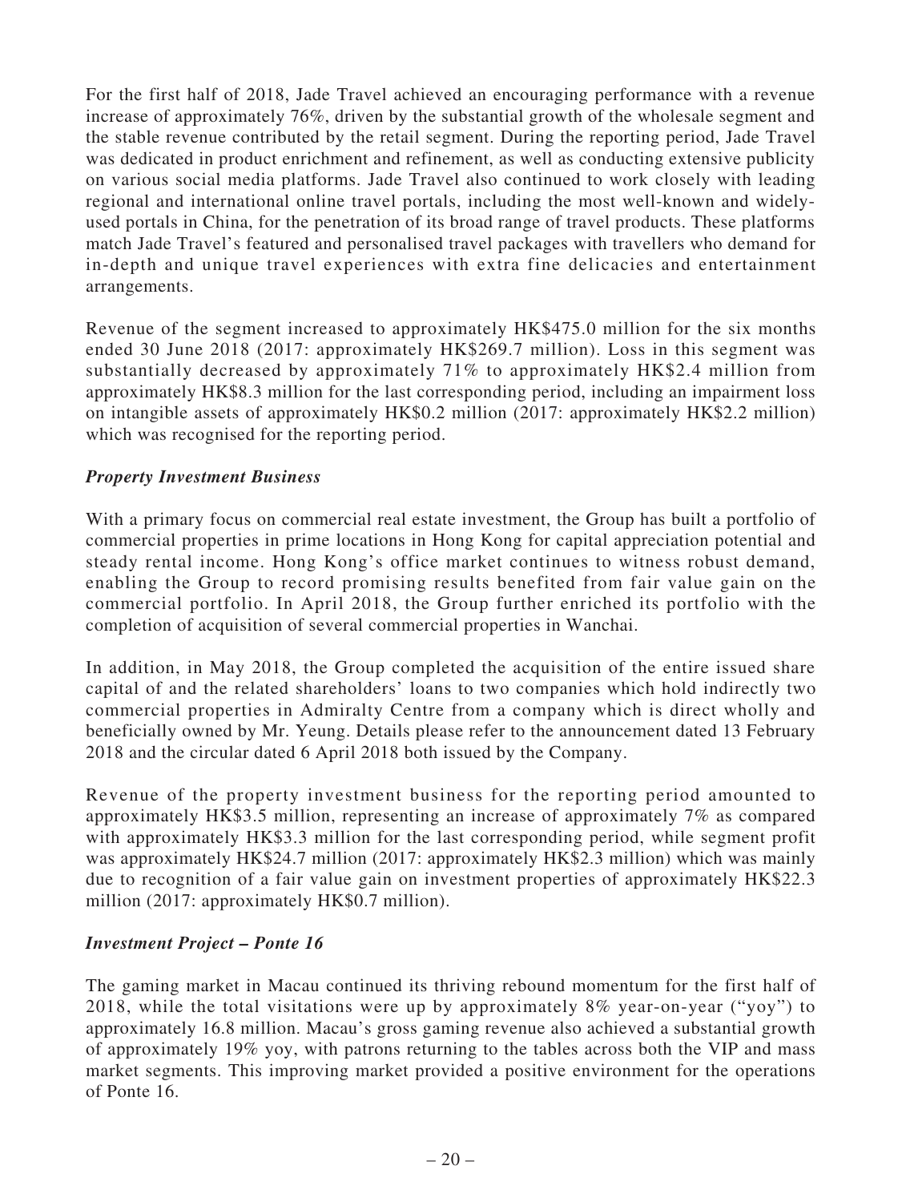For the first half of 2018, Jade Travel achieved an encouraging performance with a revenue increase of approximately 76%, driven by the substantial growth of the wholesale segment and the stable revenue contributed by the retail segment. During the reporting period, Jade Travel was dedicated in product enrichment and refinement, as well as conducting extensive publicity on various social media platforms. Jade Travel also continued to work closely with leading regional and international online travel portals, including the most well-known and widely-used portals in China, for the penetration of its broad range of travel products. These platforms match Jade Travel's featured and personalised travel packages with travellers who demand for in-depth and unique travel experiences with extra fine delicacies and entertainment arrangements.

Revenue of the segment increased to approximately HK$475.0 million for the six months ended 30 June 2018 (2017: approximately HK$269.7 million). Loss in this segment was substantially decreased by approximately 71% to approximately HK$2.4 million from approximately HK$8.3 million for the last corresponding period, including an impairment loss on intangible assets of approximately HK$0.2 million (2017: approximately HK$2.2 million) which was recognised for the reporting period.

### *Property Investment Business*

With a primary focus on commercial real estate investment, the Group has built a portfolio of commercial properties in prime locations in Hong Kong for capital appreciation potential and steady rental income. Hong Kong's office market continues to witness robust demand, enabling the Group to record promising results benefited from fair value gain on the commercial portfolio. In April 2018, the Group further enriched its portfolio with the completion of acquisition of several commercial properties in Wanchai.

In addition, in May 2018, the Group completed the acquisition of the entire issued share capital of and the related shareholders' loans to two companies which hold indirectly two commercial properties in Admiralty Centre from a company which is direct wholly and beneficially owned by Mr. Yeung. Details please refer to the announcement dated 13 February 2018 and the circular dated 6 April 2018 both issued by the Company.

Revenue of the property investment business for the reporting period amounted to approximately HK$3.5 million, representing an increase of approximately 7% as compared with approximately HK$3.3 million for the last corresponding period, while segment profit was approximately HK$24.7 million (2017: approximately HK$2.3 million) which was mainly due to recognition of a fair value gain on investment properties of approximately HK$22.3 million (2017: approximately HK$0.7 million).

### *Investment Project – Ponte 16*

The gaming market in Macau continued its thriving rebound momentum for the first half of 2018, while the total visitations were up by approximately 8% year-on-year ("yoy") to approximately 16.8 million. Macau's gross gaming revenue also achieved a substantial growth of approximately 19% yoy, with patrons returning to the tables across both the VIP and mass market segments. This improving market provided a positive environment for the operations of Ponte 16.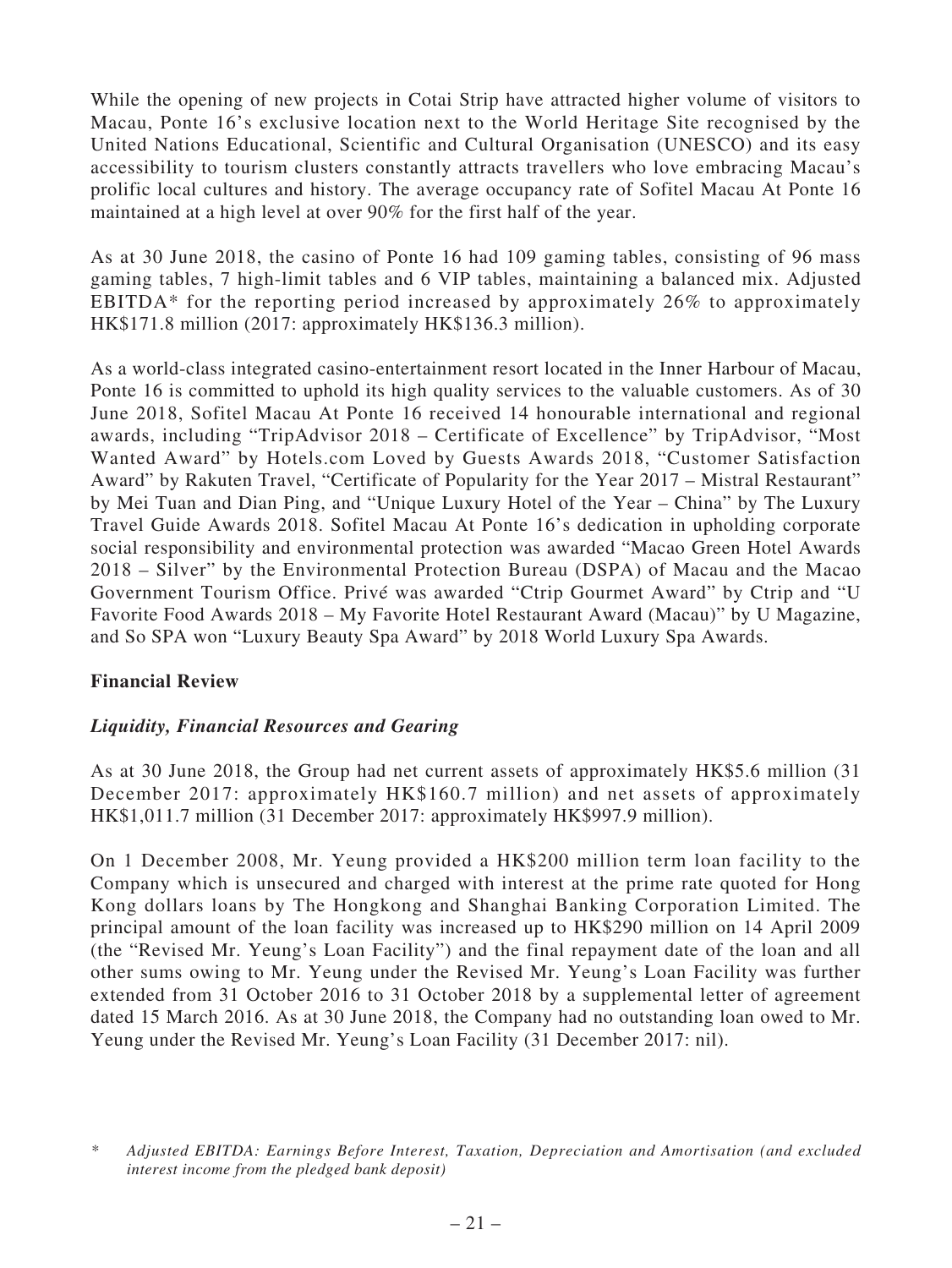While the opening of new projects in Cotai Strip have attracted higher volume of visitors to Macau, Ponte 16's exclusive location next to the World Heritage Site recognised by the United Nations Educational, Scientific and Cultural Organisation (UNESCO) and its easy accessibility to tourism clusters constantly attracts travellers who love embracing Macau's prolific local cultures and history. The average occupancy rate of Sofitel Macau At Ponte 16 maintained at a high level at over 90% for the first half of the year.

As at 30 June 2018, the casino of Ponte 16 had 109 gaming tables, consisting of 96 mass gaming tables, 7 high-limit tables and 6 VIP tables, maintaining a balanced mix. Adjusted EBITDA* for the reporting period increased by approximately 26% to approximately HK$171.8 million (2017: approximately HK$136.3 million).

As a world-class integrated casino-entertainment resort located in the Inner Harbour of Macau, Ponte 16 is committed to uphold its high quality services to the valuable customers. As of 30 June 2018, Sofitel Macau At Ponte 16 received 14 honourable international and regional awards, including "TripAdvisor 2018 – Certificate of Excellence" by TripAdvisor, "Most Wanted Award" by Hotels.com Loved by Guests Awards 2018, "Customer Satisfaction Award" by Rakuten Travel, "Certificate of Popularity for the Year 2017 – Mistral Restaurant" by Mei Tuan and Dian Ping, and "Unique Luxury Hotel of the Year – China" by The Luxury Travel Guide Awards 2018. Sofitel Macau At Ponte 16's dedication in upholding corporate social responsibility and environmental protection was awarded "Macao Green Hotel Awards 2018 – Silver" by the Environmental Protection Bureau (DSPA) of Macau and the Macao Government Tourism Office. Privé was awarded "Ctrip Gourmet Award" by Ctrip and "U Favorite Food Awards 2018 – My Favorite Hotel Restaurant Award (Macau)" by U Magazine, and So SPA won "Luxury Beauty Spa Award" by 2018 World Luxury Spa Awards.

**Financial Review**

***Liquidity, Financial Resources and Gearing***

As at 30 June 2018, the Group had net current assets of approximately HK$5.6 million (31 December 2017: approximately HK$160.7 million) and net assets of approximately HK$1,011.7 million (31 December 2017: approximately HK$997.9 million).

On 1 December 2008, Mr. Yeung provided a HK$200 million term loan facility to the Company which is unsecured and charged with interest at the prime rate quoted for Hong Kong dollars loans by The Hongkong and Shanghai Banking Corporation Limited. The principal amount of the loan facility was increased up to HK$290 million on 14 April 2009 (the "Revised Mr. Yeung's Loan Facility") and the final repayment date of the loan and all other sums owing to Mr. Yeung under the Revised Mr. Yeung's Loan Facility was further extended from 31 October 2016 to 31 October 2018 by a supplemental letter of agreement dated 15 March 2016. As at 30 June 2018, the Company had no outstanding loan owed to Mr. Yeung under the Revised Mr. Yeung's Loan Facility (31 December 2017: nil).

\* *Adjusted EBITDA: Earnings Before Interest, Taxation, Depreciation and Amortisation (and excluded interest income from the pledged bank deposit)*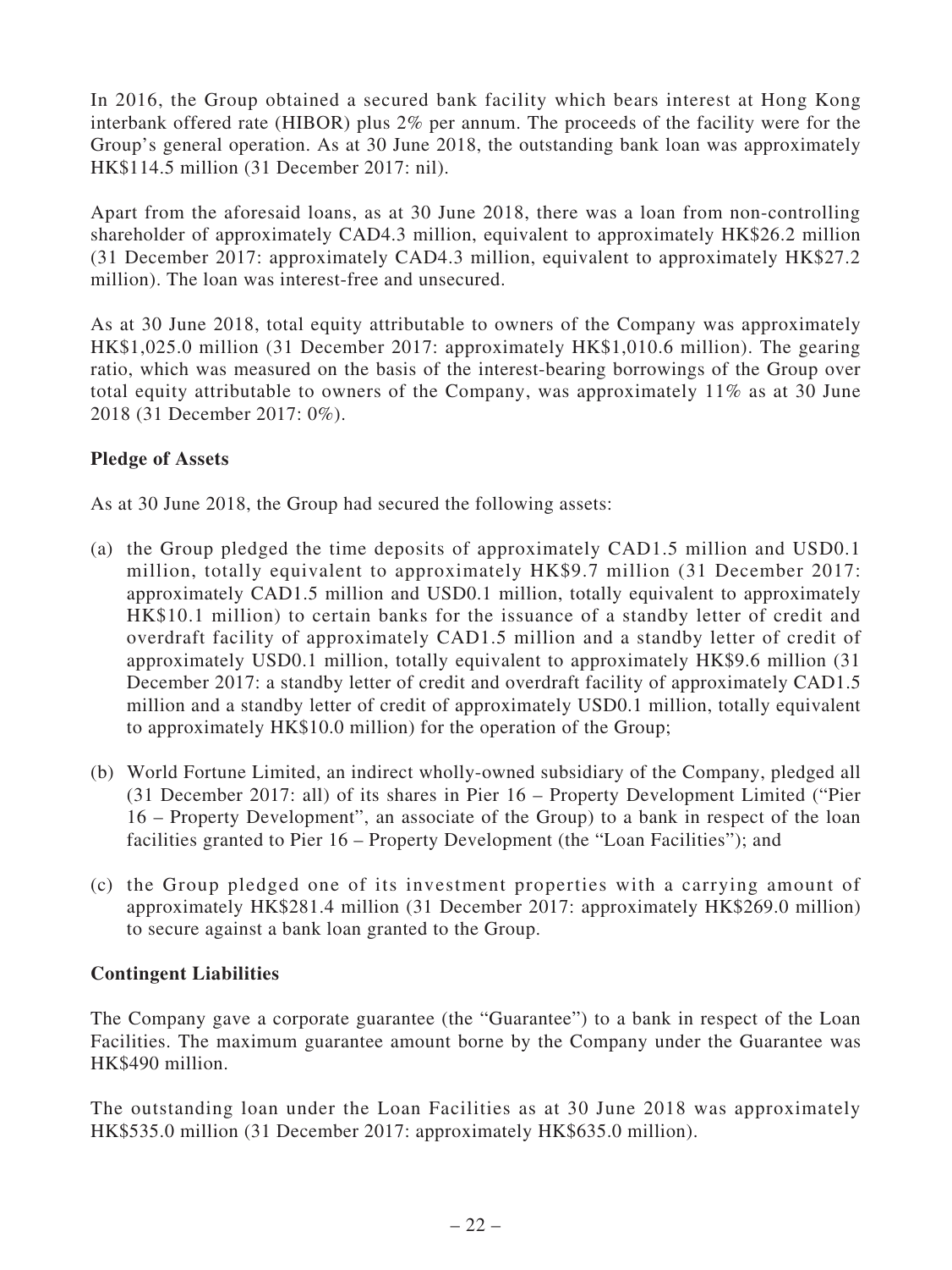In 2016, the Group obtained a secured bank facility which bears interest at Hong Kong interbank offered rate (HIBOR) plus 2% per annum. The proceeds of the facility were for the Group's general operation. As at 30 June 2018, the outstanding bank loan was approximately HK$114.5 million (31 December 2017: nil).

Apart from the aforesaid loans, as at 30 June 2018, there was a loan from non-controlling shareholder of approximately CAD4.3 million, equivalent to approximately HK$26.2 million (31 December 2017: approximately CAD4.3 million, equivalent to approximately HK$27.2 million). The loan was interest-free and unsecured.

As at 30 June 2018, total equity attributable to owners of the Company was approximately HK$1,025.0 million (31 December 2017: approximately HK$1,010.6 million). The gearing ratio, which was measured on the basis of the interest-bearing borrowings of the Group over total equity attributable to owners of the Company, was approximately 11% as at 30 June 2018 (31 December 2017: 0%).

**Pledge of Assets**

As at 30 June 2018, the Group had secured the following assets:

(a) the Group pledged the time deposits of approximately CAD1.5 million and USD0.1 million, totally equivalent to approximately HK$9.7 million (31 December 2017: approximately CAD1.5 million and USD0.1 million, totally equivalent to approximately HK$10.1 million) to certain banks for the issuance of a standby letter of credit and overdraft facility of approximately CAD1.5 million and a standby letter of credit of approximately USD0.1 million, totally equivalent to approximately HK$9.6 million (31 December 2017: a standby letter of credit and overdraft facility of approximately CAD1.5 million and a standby letter of credit of approximately USD0.1 million, totally equivalent to approximately HK$10.0 million) for the operation of the Group;

(b) World Fortune Limited, an indirect wholly-owned subsidiary of the Company, pledged all (31 December 2017: all) of its shares in Pier 16 – Property Development Limited ("Pier 16 – Property Development", an associate of the Group) to a bank in respect of the loan facilities granted to Pier 16 – Property Development (the "Loan Facilities"); and

(c) the Group pledged one of its investment properties with a carrying amount of approximately HK$281.4 million (31 December 2017: approximately HK$269.0 million) to secure against a bank loan granted to the Group.

**Contingent Liabilities**

The Company gave a corporate guarantee (the "Guarantee") to a bank in respect of the Loan Facilities. The maximum guarantee amount borne by the Company under the Guarantee was HK$490 million.

The outstanding loan under the Loan Facilities as at 30 June 2018 was approximately HK$535.0 million (31 December 2017: approximately HK$635.0 million).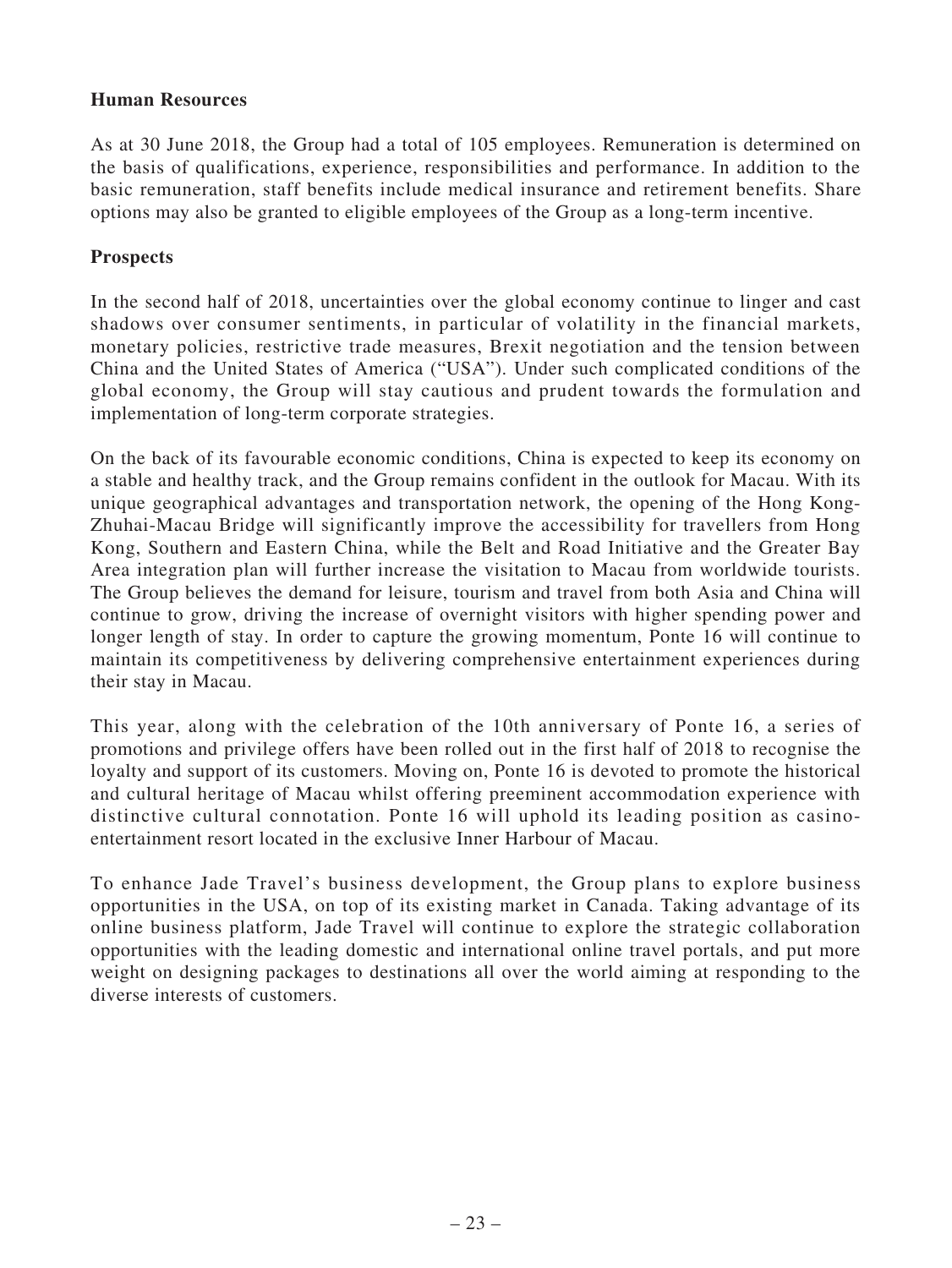**Human Resources**

As at 30 June 2018, the Group had a total of 105 employees. Remuneration is determined on the basis of qualifications, experience, responsibilities and performance. In addition to the basic remuneration, staff benefits include medical insurance and retirement benefits. Share options may also be granted to eligible employees of the Group as a long-term incentive.

**Prospects**

In the second half of 2018, uncertainties over the global economy continue to linger and cast shadows over consumer sentiments, in particular of volatility in the financial markets, monetary policies, restrictive trade measures, Brexit negotiation and the tension between China and the United States of America ("USA"). Under such complicated conditions of the global economy, the Group will stay cautious and prudent towards the formulation and implementation of long-term corporate strategies.

On the back of its favourable economic conditions, China is expected to keep its economy on a stable and healthy track, and the Group remains confident in the outlook for Macau. With its unique geographical advantages and transportation network, the opening of the Hong Kong-Zhuhai-Macau Bridge will significantly improve the accessibility for travellers from Hong Kong, Southern and Eastern China, while the Belt and Road Initiative and the Greater Bay Area integration plan will further increase the visitation to Macau from worldwide tourists. The Group believes the demand for leisure, tourism and travel from both Asia and China will continue to grow, driving the increase of overnight visitors with higher spending power and longer length of stay. In order to capture the growing momentum, Ponte 16 will continue to maintain its competitiveness by delivering comprehensive entertainment experiences during their stay in Macau.

This year, along with the celebration of the 10th anniversary of Ponte 16, a series of promotions and privilege offers have been rolled out in the first half of 2018 to recognise the loyalty and support of its customers. Moving on, Ponte 16 is devoted to promote the historical and cultural heritage of Macau whilst offering preeminent accommodation experience with distinctive cultural connotation. Ponte 16 will uphold its leading position as casino-entertainment resort located in the exclusive Inner Harbour of Macau.

To enhance Jade Travel's business development, the Group plans to explore business opportunities in the USA, on top of its existing market in Canada. Taking advantage of its online business platform, Jade Travel will continue to explore the strategic collaboration opportunities with the leading domestic and international online travel portals, and put more weight on designing packages to destinations all over the world aiming at responding to the diverse interests of customers.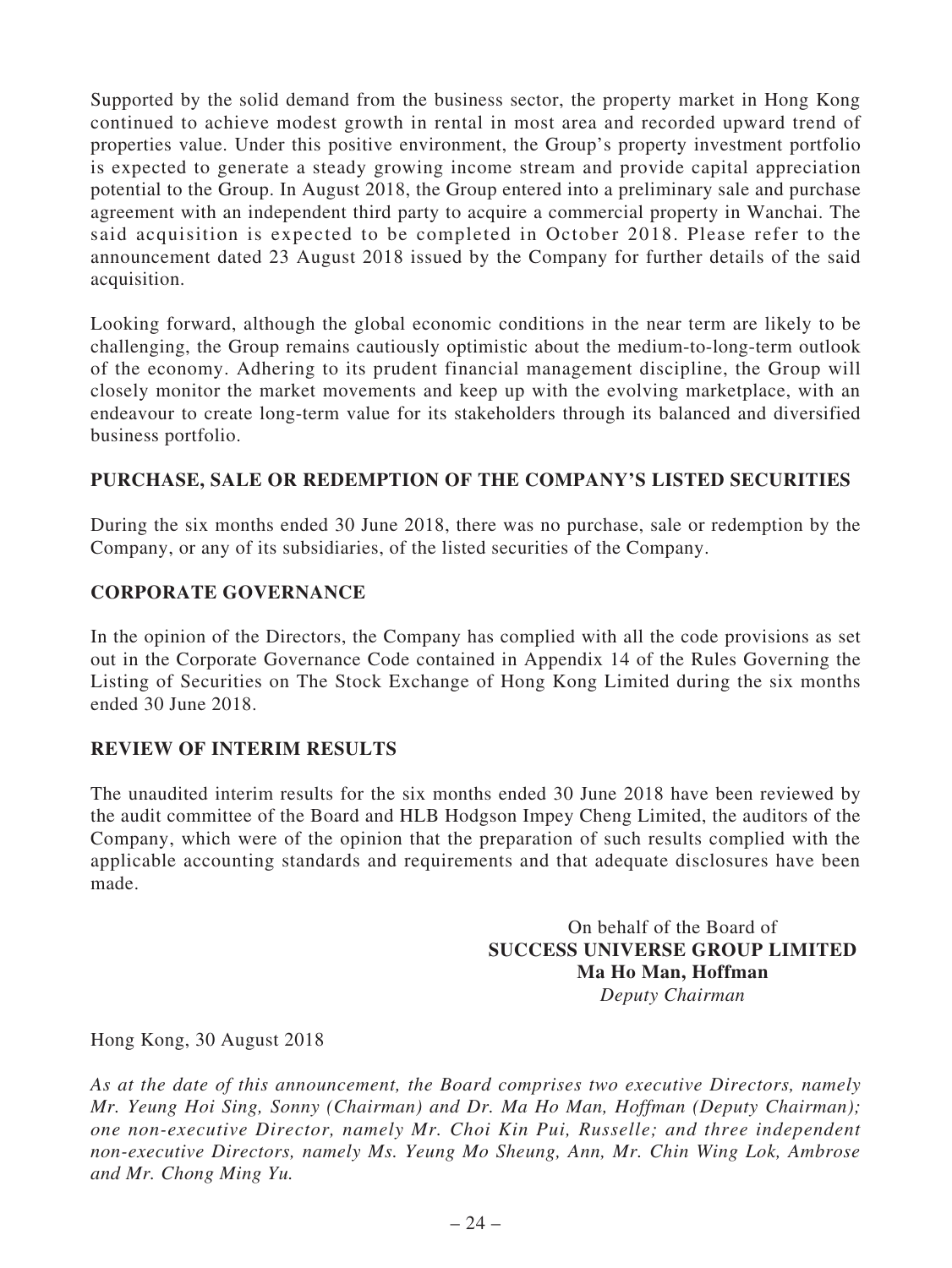Supported by the solid demand from the business sector, the property market in Hong Kong continued to achieve modest growth in rental in most area and recorded upward trend of properties value. Under this positive environment, the Group's property investment portfolio is expected to generate a steady growing income stream and provide capital appreciation potential to the Group. In August 2018, the Group entered into a preliminary sale and purchase agreement with an independent third party to acquire a commercial property in Wanchai. The said acquisition is expected to be completed in October 2018. Please refer to the announcement dated 23 August 2018 issued by the Company for further details of the said acquisition.

Looking forward, although the global economic conditions in the near term are likely to be challenging, the Group remains cautiously optimistic about the medium-to-long-term outlook of the economy. Adhering to its prudent financial management discipline, the Group will closely monitor the market movements and keep up with the evolving marketplace, with an endeavour to create long-term value for its stakeholders through its balanced and diversified business portfolio.

## PURCHASE, SALE OR REDEMPTION OF THE COMPANY'S LISTED SECURITIES

During the six months ended 30 June 2018, there was no purchase, sale or redemption by the Company, or any of its subsidiaries, of the listed securities of the Company.

## CORPORATE GOVERNANCE

In the opinion of the Directors, the Company has complied with all the code provisions as set out in the Corporate Governance Code contained in Appendix 14 of the Rules Governing the Listing of Securities on The Stock Exchange of Hong Kong Limited during the six months ended 30 June 2018.

## REVIEW OF INTERIM RESULTS

The unaudited interim results for the six months ended 30 June 2018 have been reviewed by the audit committee of the Board and HLB Hodgson Impey Cheng Limited, the auditors of the Company, which were of the opinion that the preparation of such results complied with the applicable accounting standards and requirements and that adequate disclosures have been made.

On behalf of the Board of
**SUCCESS UNIVERSE GROUP LIMITED**
**Ma Ho Man, Hoffman**
*Deputy Chairman*

Hong Kong, 30 August 2018

*As at the date of this announcement, the Board comprises two executive Directors, namely Mr. Yeung Hoi Sing, Sonny (Chairman) and Dr. Ma Ho Man, Hoffman (Deputy Chairman); one non-executive Director, namely Mr. Choi Kin Pui, Russelle; and three independent non-executive Directors, namely Ms. Yeung Mo Sheung, Ann, Mr. Chin Wing Lok, Ambrose and Mr. Chong Ming Yu.*